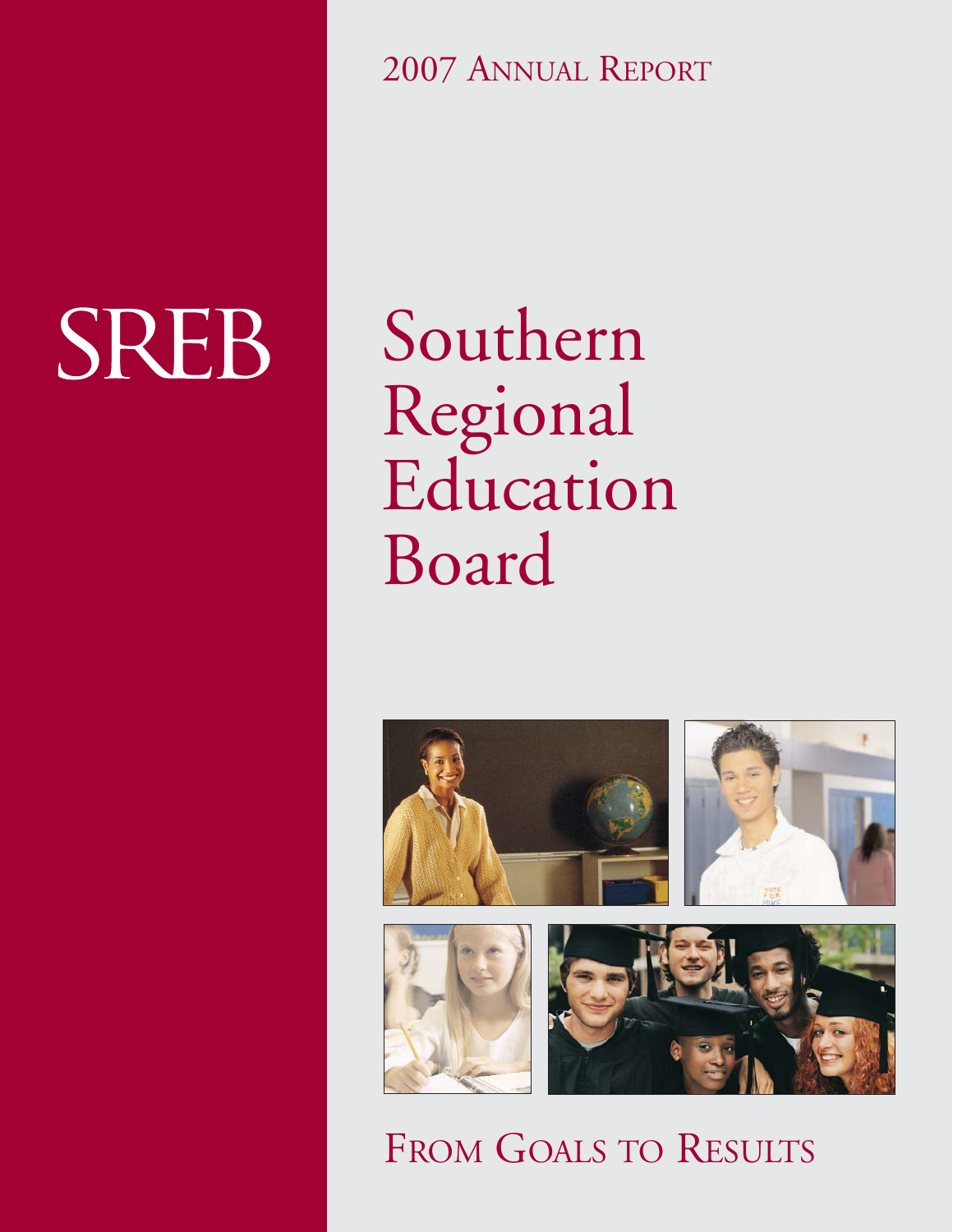2007 Annual Report

# SREB

# Southern Regional Education Board

From Goals to Results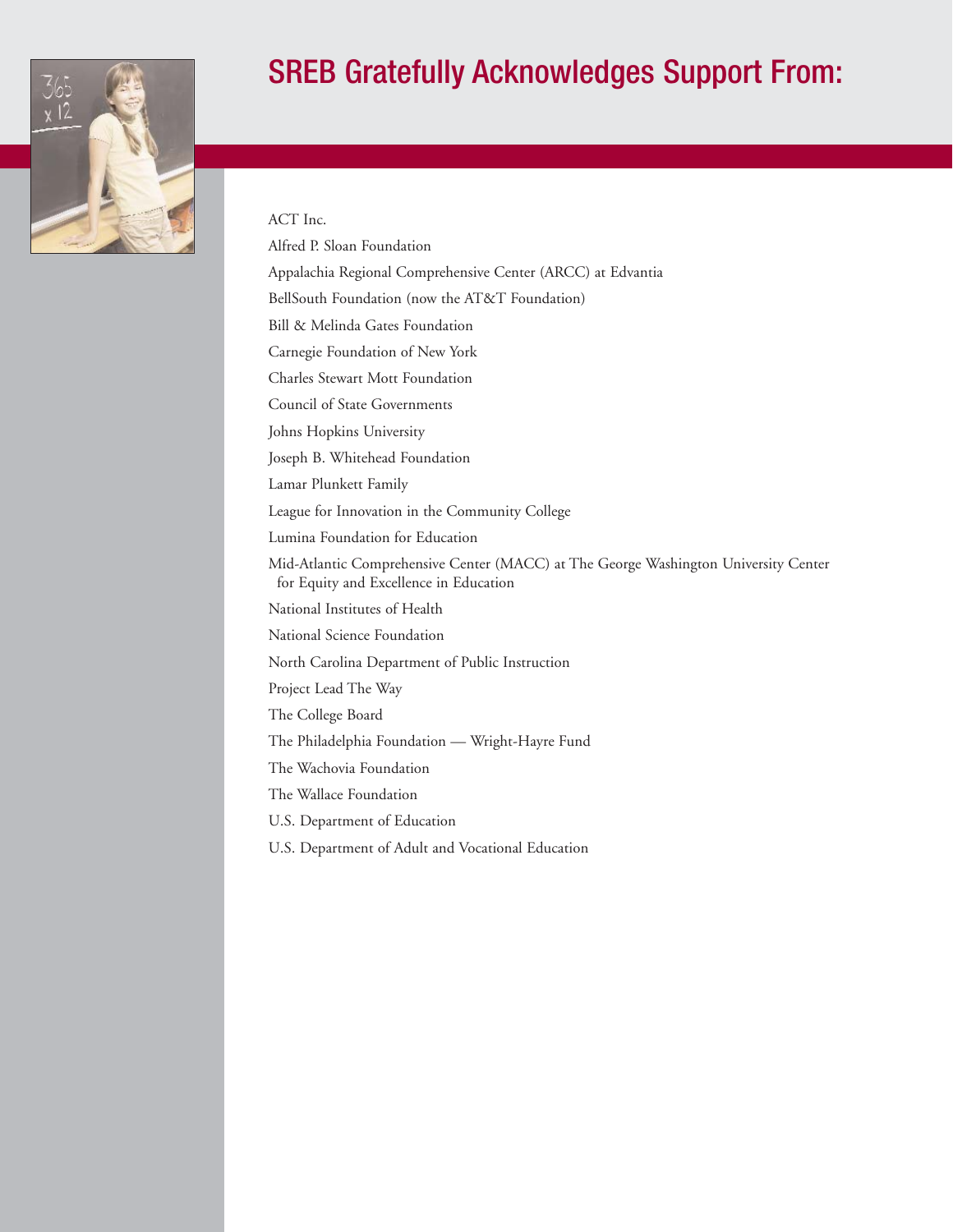# SREB Gratefully Acknowledges Support From:

ACT Inc.

Alfred P. Sloan Foundation

Appalachia Regional Comprehensive Center (ARCC) at Edvantia

BellSouth Foundation (now the AT&T Foundation)

Bill & Melinda Gates Foundation

Carnegie Foundation of New York

Charles Stewart Mott Foundation

Council of State Governments

Johns Hopkins University

Joseph B. Whitehead Foundation

Lamar Plunkett Family

League for Innovation in the Community College

Lumina Foundation for Education

Mid-Atlantic Comprehensive Center (MACC) at The George Washington University Center for Equity and Excellence in Education

National Institutes of Health

National Science Foundation

North Carolina Department of Public Instruction

Project Lead The Way

The College Board

The Philadelphia Foundation — Wright-Hayre Fund

The Wachovia Foundation

The Wallace Foundation

U.S. Department of Education

U.S. Department of Adult and Vocational Education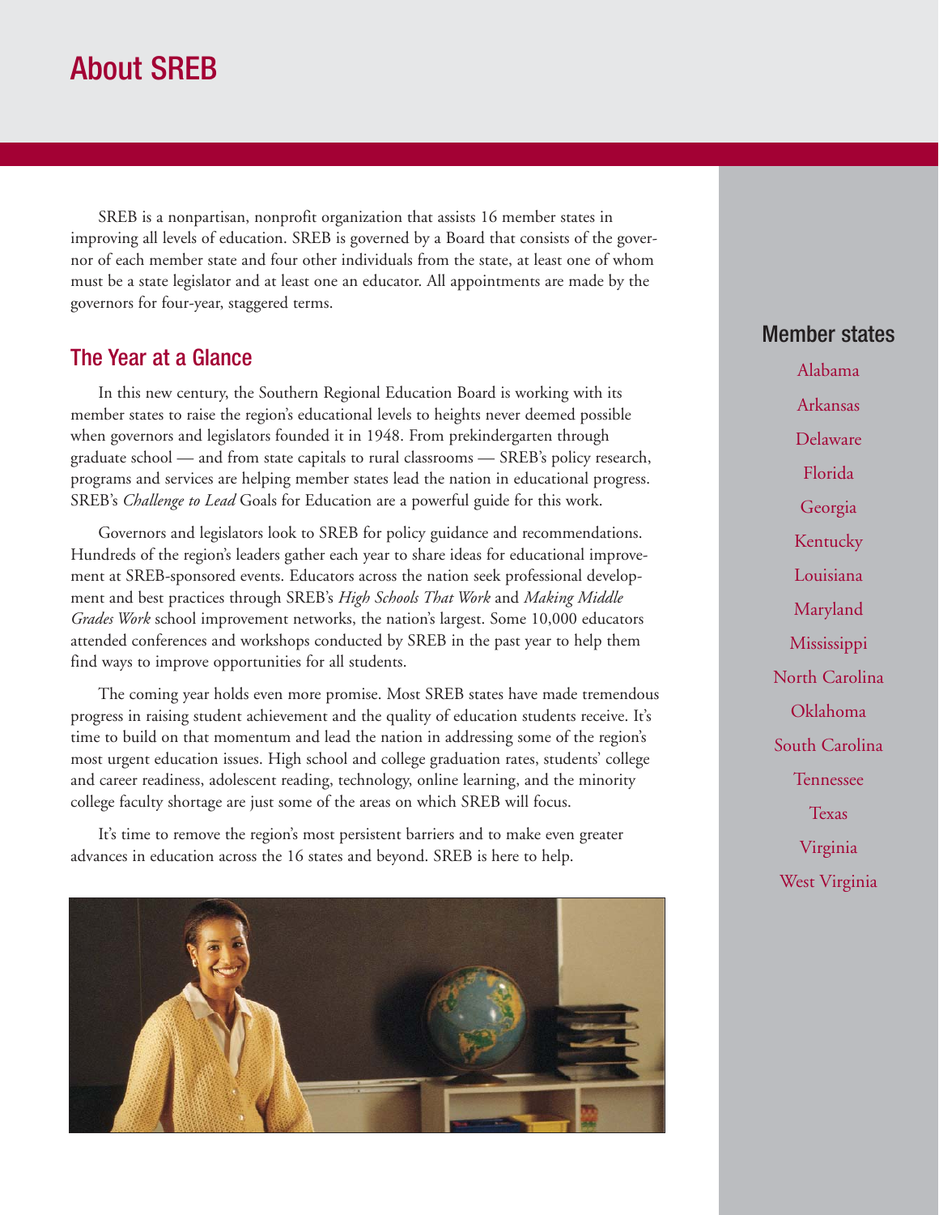# About SREB

SREB is a nonpartisan, nonprofit organization that assists 16 member states in improving all levels of education. SREB is governed by a Board that consists of the governor of each member state and four other individuals from the state, at least one of whom must be a state legislator and at least one an educator. All appointments are made by the governors for four-year, staggered terms.

## The Year at a Glance

In this new century, the Southern Regional Education Board is working with its member states to raise the region's educational levels to heights never deemed possible when governors and legislators founded it in 1948. From prekindergarten through graduate school — and from state capitals to rural classrooms — SREB's policy research, programs and services are helping member states lead the nation in educational progress. SREB's *Challenge to Lead* Goals for Education are a powerful guide for this work.

Governors and legislators look to SREB for policy guidance and recommendations. Hundreds of the region's leaders gather each year to share ideas for educational improvement at SREB-sponsored events. Educators across the nation seek professional development and best practices through SREB's *High Schools That Work* and *Making Middle Grades Work* school improvement networks, the nation's largest. Some 10,000 educators attended conferences and workshops conducted by SREB in the past year to help them find ways to improve opportunities for all students.

The coming year holds even more promise. Most SREB states have made tremendous progress in raising student achievement and the quality of education students receive. It's time to build on that momentum and lead the nation in addressing some of the region's most urgent education issues. High school and college graduation rates, students' college and career readiness, adolescent reading, technology, online learning, and the minority college faculty shortage are just some of the areas on which SREB will focus.

It's time to remove the region's most persistent barriers and to make even greater advances in education across the 16 states and beyond. SREB is here to help.

## Member states

Alabama
Arkansas
Delaware
Florida
Georgia
Kentucky
Louisiana
Maryland
Mississippi
North Carolina
Oklahoma
South Carolina
Tennessee
Texas
Virginia
West Virginia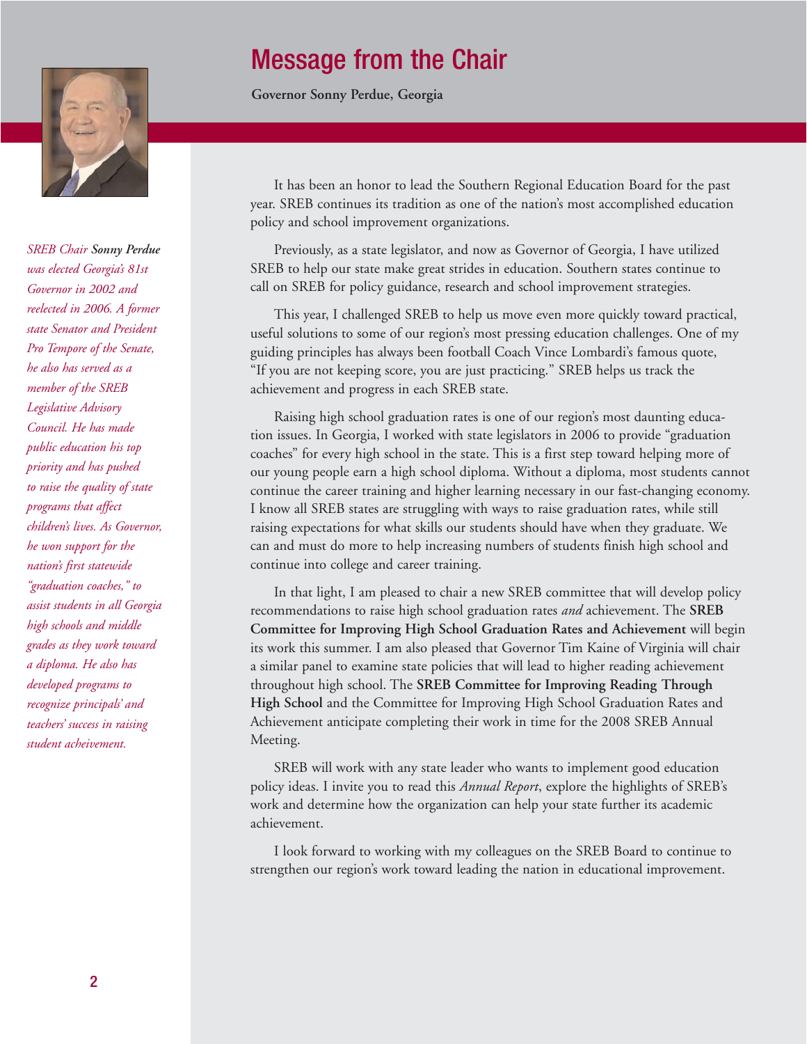# Message from the Chair

**Governor Sonny Perdue, Georgia**

*SREB Chair **Sonny Perdue** was elected Georgia's 81st Governor in 2002 and reelected in 2006. A former state Senator and President Pro Tempore of the Senate, he also has served as a member of the SREB Legislative Advisory Council. He has made public education his top priority and has pushed to raise the quality of state programs that affect children's lives. As Governor, he won support for the nation's first statewide "graduation coaches," to assist students in all Georgia high schools and middle grades as they work toward a diploma. He also has developed programs to recognize principals' and teachers' success in raising student acheivement.*

It has been an honor to lead the Southern Regional Education Board for the past year. SREB continues its tradition as one of the nation's most accomplished education policy and school improvement organizations.

Previously, as a state legislator, and now as Governor of Georgia, I have utilized SREB to help our state make great strides in education. Southern states continue to call on SREB for policy guidance, research and school improvement strategies.

This year, I challenged SREB to help us move even more quickly toward practical, useful solutions to some of our region's most pressing education challenges. One of my guiding principles has always been football Coach Vince Lombardi's famous quote, "If you are not keeping score, you are just practicing." SREB helps us track the achievement and progress in each SREB state.

Raising high school graduation rates is one of our region's most daunting education issues. In Georgia, I worked with state legislators in 2006 to provide "graduation coaches" for every high school in the state. This is a first step toward helping more of our young people earn a high school diploma. Without a diploma, most students cannot continue the career training and higher learning necessary in our fast-changing economy. I know all SREB states are struggling with ways to raise graduation rates, while still raising expectations for what skills our students should have when they graduate. We can and must do more to help increasing numbers of students finish high school and continue into college and career training.

In that light, I am pleased to chair a new SREB committee that will develop policy recommendations to raise high school graduation rates *and* achievement. The **SREB Committee for Improving High School Graduation Rates and Achievement** will begin its work this summer. I am also pleased that Governor Tim Kaine of Virginia will chair a similar panel to examine state policies that will lead to higher reading achievement throughout high school. The **SREB Committee for Improving Reading Through High School** and the Committee for Improving High School Graduation Rates and Achievement anticipate completing their work in time for the 2008 SREB Annual Meeting.

SREB will work with any state leader who wants to implement good education policy ideas. I invite you to read this *Annual Report*, explore the highlights of SREB's work and determine how the organization can help your state further its academic achievement.

I look forward to working with my colleagues on the SREB Board to continue to strengthen our region's work toward leading the nation in educational improvement.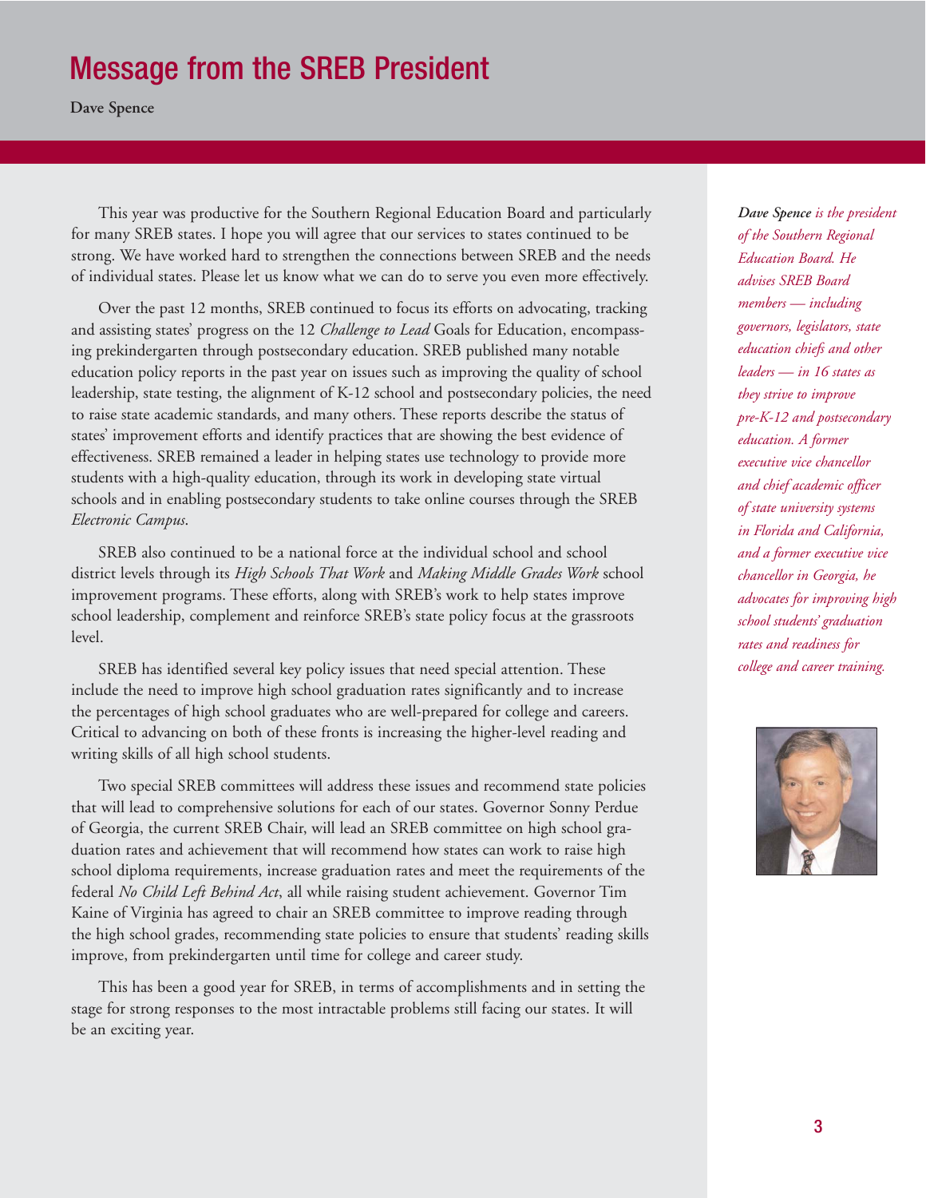# Message from the SREB President

**Dave Spence**

This year was productive for the Southern Regional Education Board and particularly for many SREB states. I hope you will agree that our services to states continued to be strong. We have worked hard to strengthen the connections between SREB and the needs of individual states. Please let us know what we can do to serve you even more effectively.

Over the past 12 months, SREB continued to focus its efforts on advocating, tracking and assisting states' progress on the 12 *Challenge to Lead* Goals for Education, encompassing prekindergarten through postsecondary education. SREB published many notable education policy reports in the past year on issues such as improving the quality of school leadership, state testing, the alignment of K-12 school and postsecondary policies, the need to raise state academic standards, and many others. These reports describe the status of states' improvement efforts and identify practices that are showing the best evidence of effectiveness. SREB remained a leader in helping states use technology to provide more students with a high-quality education, through its work in developing state virtual schools and in enabling postsecondary students to take online courses through the SREB *Electronic Campus*.

SREB also continued to be a national force at the individual school and school district levels through its *High Schools That Work* and *Making Middle Grades Work* school improvement programs. These efforts, along with SREB's work to help states improve school leadership, complement and reinforce SREB's state policy focus at the grassroots level.

SREB has identified several key policy issues that need special attention. These include the need to improve high school graduation rates significantly and to increase the percentages of high school graduates who are well-prepared for college and careers. Critical to advancing on both of these fronts is increasing the higher-level reading and writing skills of all high school students.

Two special SREB committees will address these issues and recommend state policies that will lead to comprehensive solutions for each of our states. Governor Sonny Perdue of Georgia, the current SREB Chair, will lead an SREB committee on high school graduation rates and achievement that will recommend how states can work to raise high school diploma requirements, increase graduation rates and meet the requirements of the federal *No Child Left Behind Act*, all while raising student achievement. Governor Tim Kaine of Virginia has agreed to chair an SREB committee to improve reading through the high school grades, recommending state policies to ensure that students' reading skills improve, from prekindergarten until time for college and career study.

This has been a good year for SREB, in terms of accomplishments and in setting the stage for strong responses to the most intractable problems still facing our states. It will be an exciting year.

***Dave Spence** is the president of the Southern Regional Education Board. He advises SREB Board members — including governors, legislators, state education chiefs and other leaders — in 16 states as they strive to improve pre-K-12 and postsecondary education. A former executive vice chancellor and chief academic officer of state university systems in Florida and California, and a former executive vice chancellor in Georgia, he advocates for improving high school students' graduation rates and readiness for college and career training.*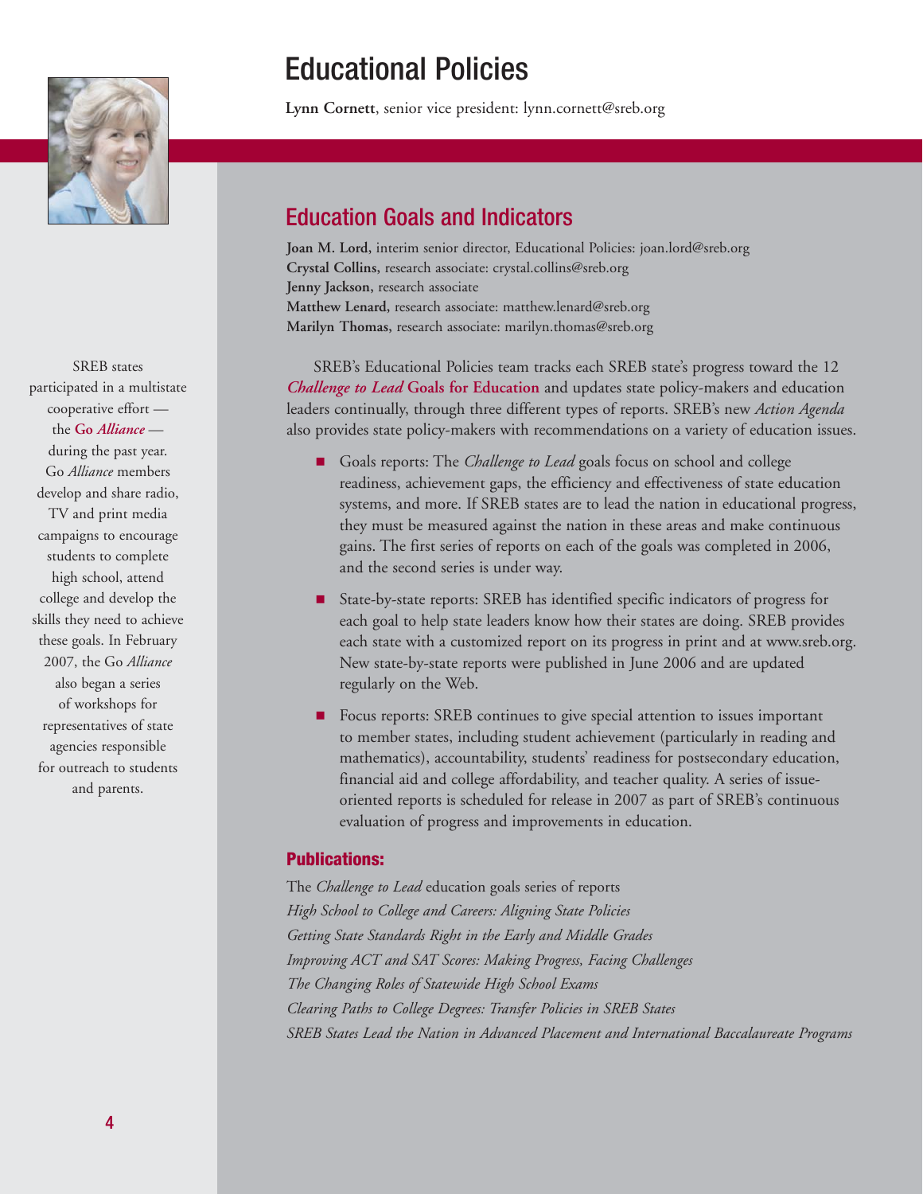# Educational Policies

**Lynn Cornett**, senior vice president: lynn.cornett@sreb.org

SREB states participated in a multistate cooperative effort — the **Go *Alliance*** — during the past year. Go *Alliance* members develop and share radio, TV and print media campaigns to encourage students to complete high school, attend college and develop the skills they need to achieve these goals. In February 2007, the Go *Alliance* also began a series of workshops for representatives of state agencies responsible for outreach to students and parents.

## Education Goals and Indicators

**Joan M. Lord,** interim senior director, Educational Policies: joan.lord@sreb.org
**Crystal Collins,** research associate: crystal.collins@sreb.org
**Jenny Jackson,** research associate
**Matthew Lenard,** research associate: matthew.lenard@sreb.org
**Marilyn Thomas,** research associate: marilyn.thomas@sreb.org

SREB's Educational Policies team tracks each SREB state's progress toward the 12 ***Challenge to Lead* Goals for Education** and updates state policy-makers and education leaders continually, through three different types of reports. SREB's new *Action Agenda* also provides state policy-makers with recommendations on a variety of education issues.

- Goals reports: The *Challenge to Lead* goals focus on school and college readiness, achievement gaps, the efficiency and effectiveness of state education systems, and more. If SREB states are to lead the nation in educational progress, they must be measured against the nation in these areas and make continuous gains. The first series of reports on each of the goals was completed in 2006, and the second series is under way.
- State-by-state reports: SREB has identified specific indicators of progress for each goal to help state leaders know how their states are doing. SREB provides each state with a customized report on its progress in print and at www.sreb.org. New state-by-state reports were published in June 2006 and are updated regularly on the Web.
- Focus reports: SREB continues to give special attention to issues important to member states, including student achievement (particularly in reading and mathematics), accountability, students' readiness for postsecondary education, financial aid and college affordability, and teacher quality. A series of issue-oriented reports is scheduled for release in 2007 as part of SREB's continuous evaluation of progress and improvements in education.

### Publications:

The *Challenge to Lead* education goals series of reports
*High School to College and Careers: Aligning State Policies*
*Getting State Standards Right in the Early and Middle Grades*
*Improving ACT and SAT Scores: Making Progress, Facing Challenges*
*The Changing Roles of Statewide High School Exams*
*Clearing Paths to College Degrees: Transfer Policies in SREB States*
*SREB States Lead the Nation in Advanced Placement and International Baccalaureate Programs*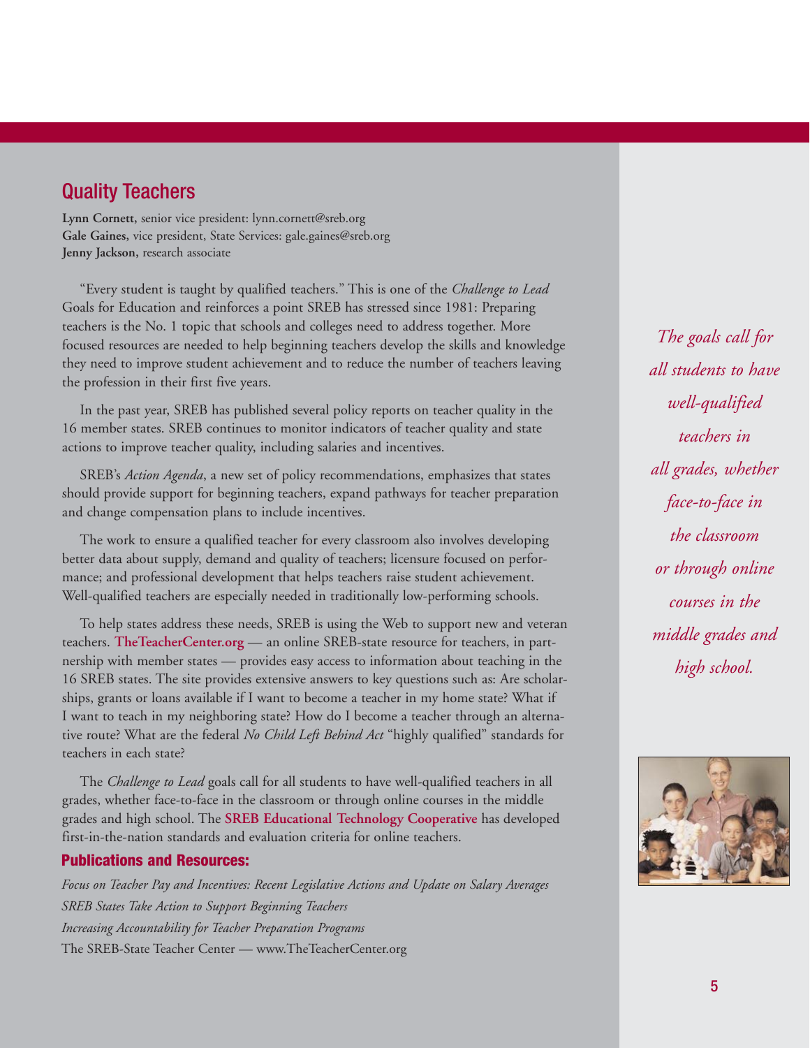## Quality Teachers

**Lynn Cornett,** senior vice president: lynn.cornett@sreb.org
**Gale Gaines,** vice president, State Services: gale.gaines@sreb.org
**Jenny Jackson,** research associate

"Every student is taught by qualified teachers." This is one of the *Challenge to Lead* Goals for Education and reinforces a point SREB has stressed since 1981: Preparing teachers is the No. 1 topic that schools and colleges need to address together. More focused resources are needed to help beginning teachers develop the skills and knowledge they need to improve student achievement and to reduce the number of teachers leaving the profession in their first five years.

In the past year, SREB has published several policy reports on teacher quality in the 16 member states. SREB continues to monitor indicators of teacher quality and state actions to improve teacher quality, including salaries and incentives.

SREB's *Action Agenda*, a new set of policy recommendations, emphasizes that states should provide support for beginning teachers, expand pathways for teacher preparation and change compensation plans to include incentives.

The work to ensure a qualified teacher for every classroom also involves developing better data about supply, demand and quality of teachers; licensure focused on performance; and professional development that helps teachers raise student achievement. Well-qualified teachers are especially needed in traditionally low-performing schools.

To help states address these needs, SREB is using the Web to support new and veteran teachers. **TheTeacherCenter.org** — an online SREB-state resource for teachers, in partnership with member states — provides easy access to information about teaching in the 16 SREB states. The site provides extensive answers to key questions such as: Are scholarships, grants or loans available if I want to become a teacher in my home state? What if I want to teach in my neighboring state? How do I become a teacher through an alternative route? What are the federal *No Child Left Behind Act* "highly qualified" standards for teachers in each state?

The *Challenge to Lead* goals call for all students to have well-qualified teachers in all grades, whether face-to-face in the classroom or through online courses in the middle grades and high school. The **SREB Educational Technology Cooperative** has developed first-in-the-nation standards and evaluation criteria for online teachers.

*The goals call for all students to have well-qualified teachers in all grades, whether face-to-face in the classroom or through online courses in the middle grades and high school.*

### Publications and Resources:

*Focus on Teacher Pay and Incentives: Recent Legislative Actions and Update on Salary Averages*
*SREB States Take Action to Support Beginning Teachers*
*Increasing Accountability for Teacher Preparation Programs*
The SREB-State Teacher Center — www.TheTeacherCenter.org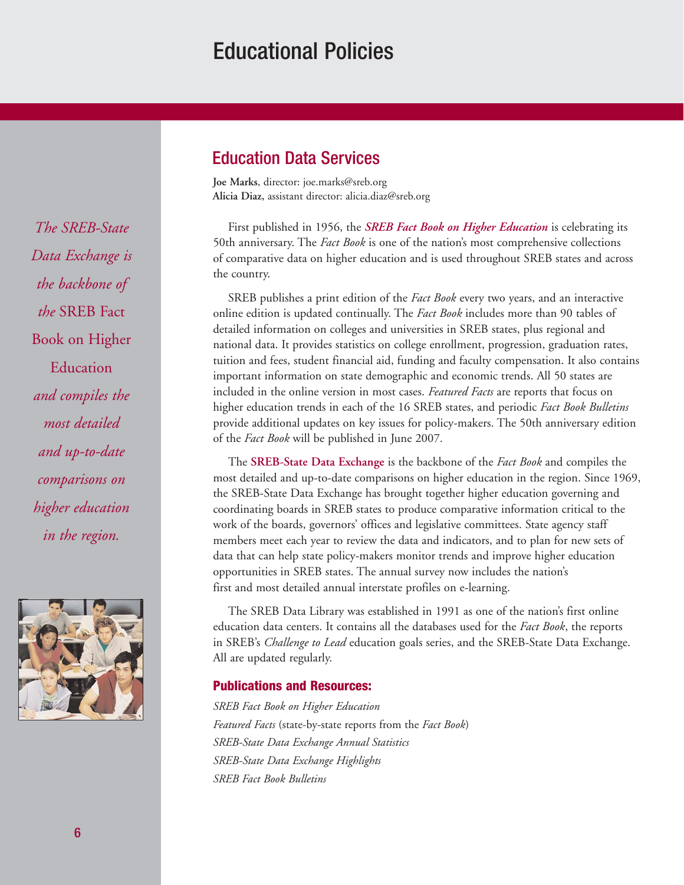# Educational Policies

*The SREB-State Data Exchange is the backbone of the* SREB Fact Book on Higher Education *and compiles the most detailed and up-to-date comparisons on higher education in the region.*

## Education Data Services

**Joe Marks**, director: joe.marks@sreb.org
**Alicia Diaz,** assistant director: alicia.diaz@sreb.org

First published in 1956, the ***SREB Fact Book on Higher Education*** is celebrating its 50th anniversary. The *Fact Book* is one of the nation's most comprehensive collections of comparative data on higher education and is used throughout SREB states and across the country.

SREB publishes a print edition of the *Fact Book* every two years, and an interactive online edition is updated continually. The *Fact Book* includes more than 90 tables of detailed information on colleges and universities in SREB states, plus regional and national data. It provides statistics on college enrollment, progression, graduation rates, tuition and fees, student financial aid, funding and faculty compensation. It also contains important information on state demographic and economic trends. All 50 states are included in the online version in most cases. *Featured Facts* are reports that focus on higher education trends in each of the 16 SREB states, and periodic *Fact Book Bulletins* provide additional updates on key issues for policy-makers. The 50th anniversary edition of the *Fact Book* will be published in June 2007.

The **SREB-State Data Exchange** is the backbone of the *Fact Book* and compiles the most detailed and up-to-date comparisons on higher education in the region. Since 1969, the SREB-State Data Exchange has brought together higher education governing and coordinating boards in SREB states to produce comparative information critical to the work of the boards, governors' offices and legislative committees. State agency staff members meet each year to review the data and indicators, and to plan for new sets of data that can help state policy-makers monitor trends and improve higher education opportunities in SREB states. The annual survey now includes the nation's first and most detailed annual interstate profiles on e-learning.

The SREB Data Library was established in 1991 as one of the nation's first online education data centers. It contains all the databases used for the *Fact Book*, the reports in SREB's *Challenge to Lead* education goals series, and the SREB-State Data Exchange. All are updated regularly.

#### Publications and Resources:

*SREB Fact Book on Higher Education*
*Featured Facts* (state-by-state reports from the *Fact Book*)
*SREB-State Data Exchange Annual Statistics*
*SREB-State Data Exchange Highlights*
*SREB Fact Book Bulletins*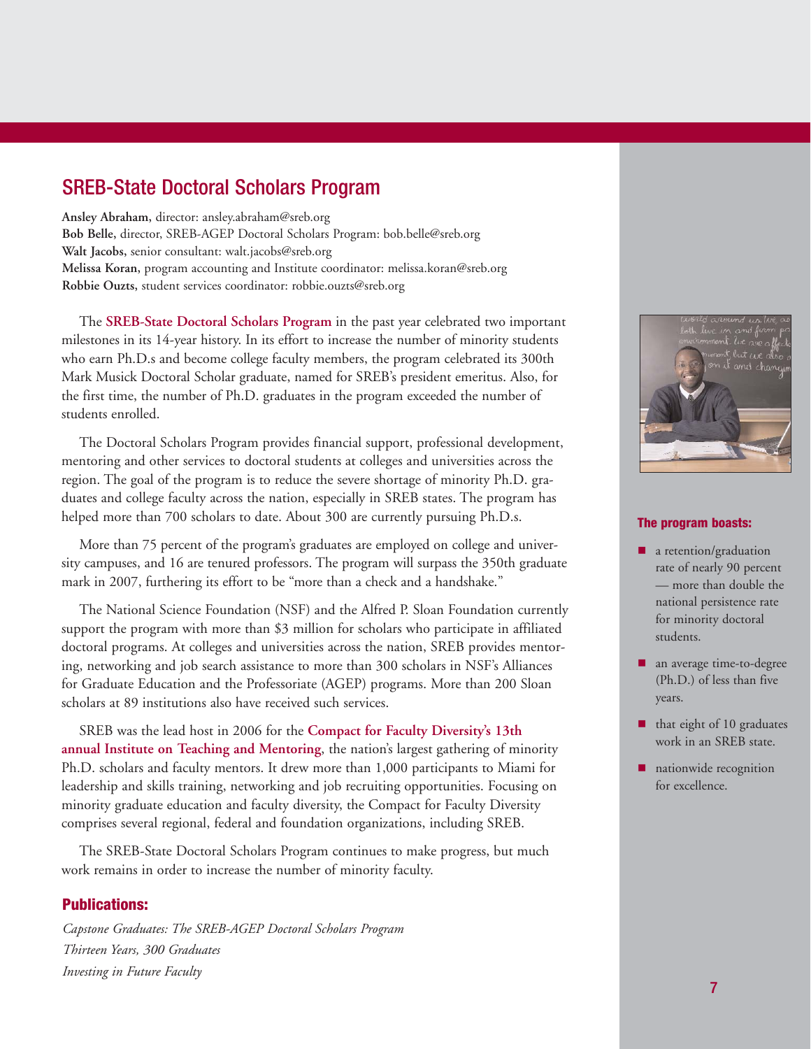## SREB-State Doctoral Scholars Program

**Ansley Abraham,** director: ansley.abraham@sreb.org
**Bob Belle,** director, SREB-AGEP Doctoral Scholars Program: bob.belle@sreb.org
**Walt Jacobs,** senior consultant: walt.jacobs@sreb.org
**Melissa Koran,** program accounting and Institute coordinator: melissa.koran@sreb.org
**Robbie Ouzts,** student services coordinator: robbie.ouzts@sreb.org

The **SREB-State Doctoral Scholars Program** in the past year celebrated two important milestones in its 14-year history. In its effort to increase the number of minority students who earn Ph.D.s and become college faculty members, the program celebrated its 300th Mark Musick Doctoral Scholar graduate, named for SREB's president emeritus. Also, for the first time, the number of Ph.D. graduates in the program exceeded the number of students enrolled.

The Doctoral Scholars Program provides financial support, professional development, mentoring and other services to doctoral students at colleges and universities across the region. The goal of the program is to reduce the severe shortage of minority Ph.D. graduates and college faculty across the nation, especially in SREB states. The program has helped more than 700 scholars to date. About 300 are currently pursuing Ph.D.s.

More than 75 percent of the program's graduates are employed on college and university campuses, and 16 are tenured professors. The program will surpass the 350th graduate mark in 2007, furthering its effort to be "more than a check and a handshake."

The National Science Foundation (NSF) and the Alfred P. Sloan Foundation currently support the program with more than $3 million for scholars who participate in affiliated doctoral programs. At colleges and universities across the nation, SREB provides mentoring, networking and job search assistance to more than 300 scholars in NSF's Alliances for Graduate Education and the Professoriate (AGEP) programs. More than 200 Sloan scholars at 89 institutions also have received such services.

SREB was the lead host in 2006 for the **Compact for Faculty Diversity's 13th annual Institute on Teaching and Mentoring**, the nation's largest gathering of minority Ph.D. scholars and faculty mentors. It drew more than 1,000 participants to Miami for leadership and skills training, networking and job recruiting opportunities. Focusing on minority graduate education and faculty diversity, the Compact for Faculty Diversity comprises several regional, federal and foundation organizations, including SREB.

The SREB-State Doctoral Scholars Program continues to make progress, but much work remains in order to increase the number of minority faculty.

### Publications:

*Capstone Graduates: The SREB-AGEP Doctoral Scholars Program*
*Thirteen Years, 300 Graduates*
*Investing in Future Faculty*

### The program boasts:

- a retention/graduation rate of nearly 90 percent — more than double the national persistence rate for minority doctoral students.
- an average time-to-degree (Ph.D.) of less than five years.
- that eight of 10 graduates work in an SREB state.
- nationwide recognition for excellence.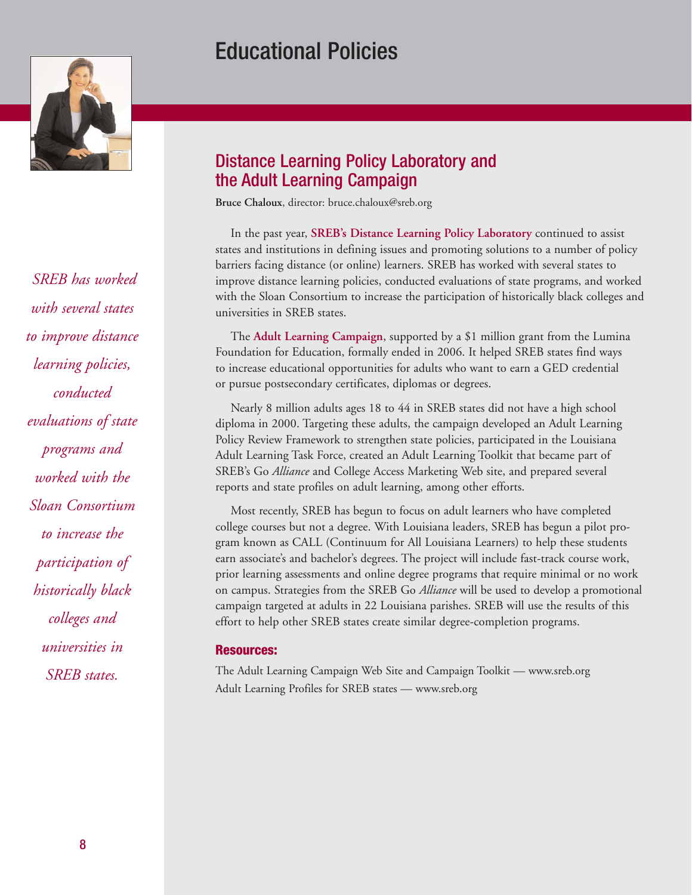# Educational Policies

## Distance Learning Policy Laboratory and the Adult Learning Campaign

**Bruce Chaloux**, director: bruce.chaloux@sreb.org

*SREB has worked with several states to improve distance learning policies, conducted evaluations of state programs and worked with the Sloan Consortium to increase the participation of historically black colleges and universities in SREB states.*

In the past year, **SREB's Distance Learning Policy Laboratory** continued to assist states and institutions in defining issues and promoting solutions to a number of policy barriers facing distance (or online) learners. SREB has worked with several states to improve distance learning policies, conducted evaluations of state programs, and worked with the Sloan Consortium to increase the participation of historically black colleges and universities in SREB states.

The **Adult Learning Campaign**, supported by a $1 million grant from the Lumina Foundation for Education, formally ended in 2006. It helped SREB states find ways to increase educational opportunities for adults who want to earn a GED credential or pursue postsecondary certificates, diplomas or degrees.

Nearly 8 million adults ages 18 to 44 in SREB states did not have a high school diploma in 2000. Targeting these adults, the campaign developed an Adult Learning Policy Review Framework to strengthen state policies, participated in the Louisiana Adult Learning Task Force, created an Adult Learning Toolkit that became part of SREB's Go *Alliance* and College Access Marketing Web site, and prepared several reports and state profiles on adult learning, among other efforts.

Most recently, SREB has begun to focus on adult learners who have completed college courses but not a degree. With Louisiana leaders, SREB has begun a pilot program known as CALL (Continuum for All Louisiana Learners) to help these students earn associate's and bachelor's degrees. The project will include fast-track course work, prior learning assessments and online degree programs that require minimal or no work on campus. Strategies from the SREB Go *Alliance* will be used to develop a promotional campaign targeted at adults in 22 Louisiana parishes. SREB will use the results of this effort to help other SREB states create similar degree-completion programs.

### Resources:

The Adult Learning Campaign Web Site and Campaign Toolkit — www.sreb.org
Adult Learning Profiles for SREB states — www.sreb.org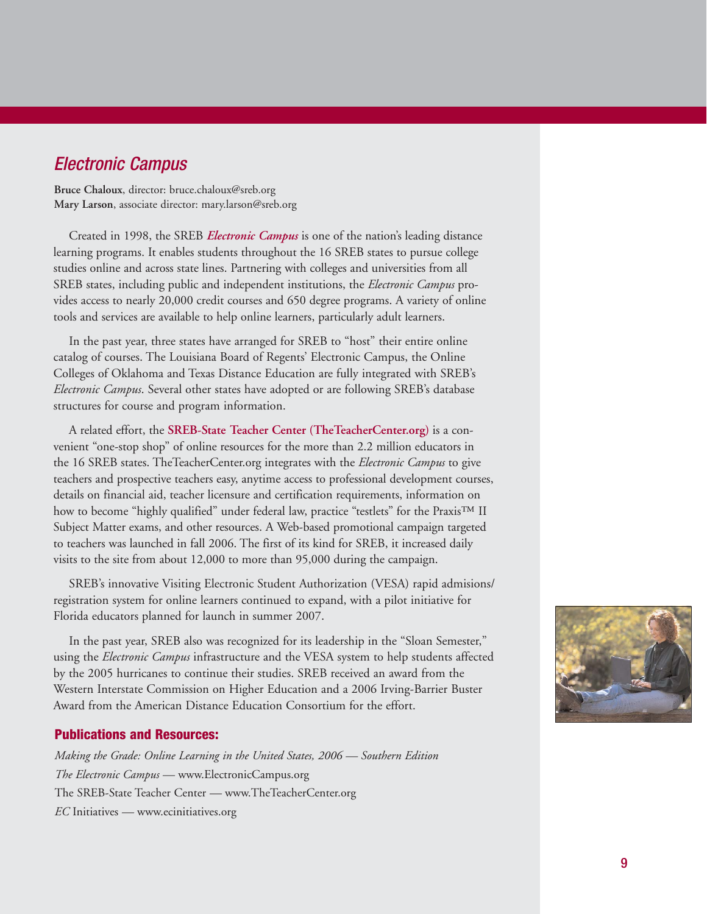## *Electronic Campus*

**Bruce Chaloux**, director: bruce.chaloux@sreb.org
**Mary Larson**, associate director: mary.larson@sreb.org

Created in 1998, the SREB ***Electronic Campus*** is one of the nation's leading distance learning programs. It enables students throughout the 16 SREB states to pursue college studies online and across state lines. Partnering with colleges and universities from all SREB states, including public and independent institutions, the *Electronic Campus* provides access to nearly 20,000 credit courses and 650 degree programs. A variety of online tools and services are available to help online learners, particularly adult learners.

In the past year, three states have arranged for SREB to "host" their entire online catalog of courses. The Louisiana Board of Regents' Electronic Campus, the Online Colleges of Oklahoma and Texas Distance Education are fully integrated with SREB's *Electronic Campus*. Several other states have adopted or are following SREB's database structures for course and program information.

A related effort, the **SREB-State Teacher Center (TheTeacherCenter.org)** is a convenient "one-stop shop" of online resources for the more than 2.2 million educators in the 16 SREB states. TheTeacherCenter.org integrates with the *Electronic Campus* to give teachers and prospective teachers easy, anytime access to professional development courses, details on financial aid, teacher licensure and certification requirements, information on how to become "highly qualified" under federal law, practice "testlets" for the Praxis™ II Subject Matter exams, and other resources. A Web-based promotional campaign targeted to teachers was launched in fall 2006. The first of its kind for SREB, it increased daily visits to the site from about 12,000 to more than 95,000 during the campaign.

SREB's innovative Visiting Electronic Student Authorization (VESA) rapid admisions/registration system for online learners continued to expand, with a pilot initiative for Florida educators planned for launch in summer 2007.

In the past year, SREB also was recognized for its leadership in the "Sloan Semester," using the *Electronic Campus* infrastructure and the VESA system to help students affected by the 2005 hurricanes to continue their studies. SREB received an award from the Western Interstate Commission on Higher Education and a 2006 Irving-Barrier Buster Award from the American Distance Education Consortium for the effort.

### Publications and Resources:

*Making the Grade: Online Learning in the United States, 2006 — Southern Edition*
*The Electronic Campus* — www.ElectronicCampus.org
The SREB-State Teacher Center — www.TheTeacherCenter.org
*EC* Initiatives — www.ecinitiatives.org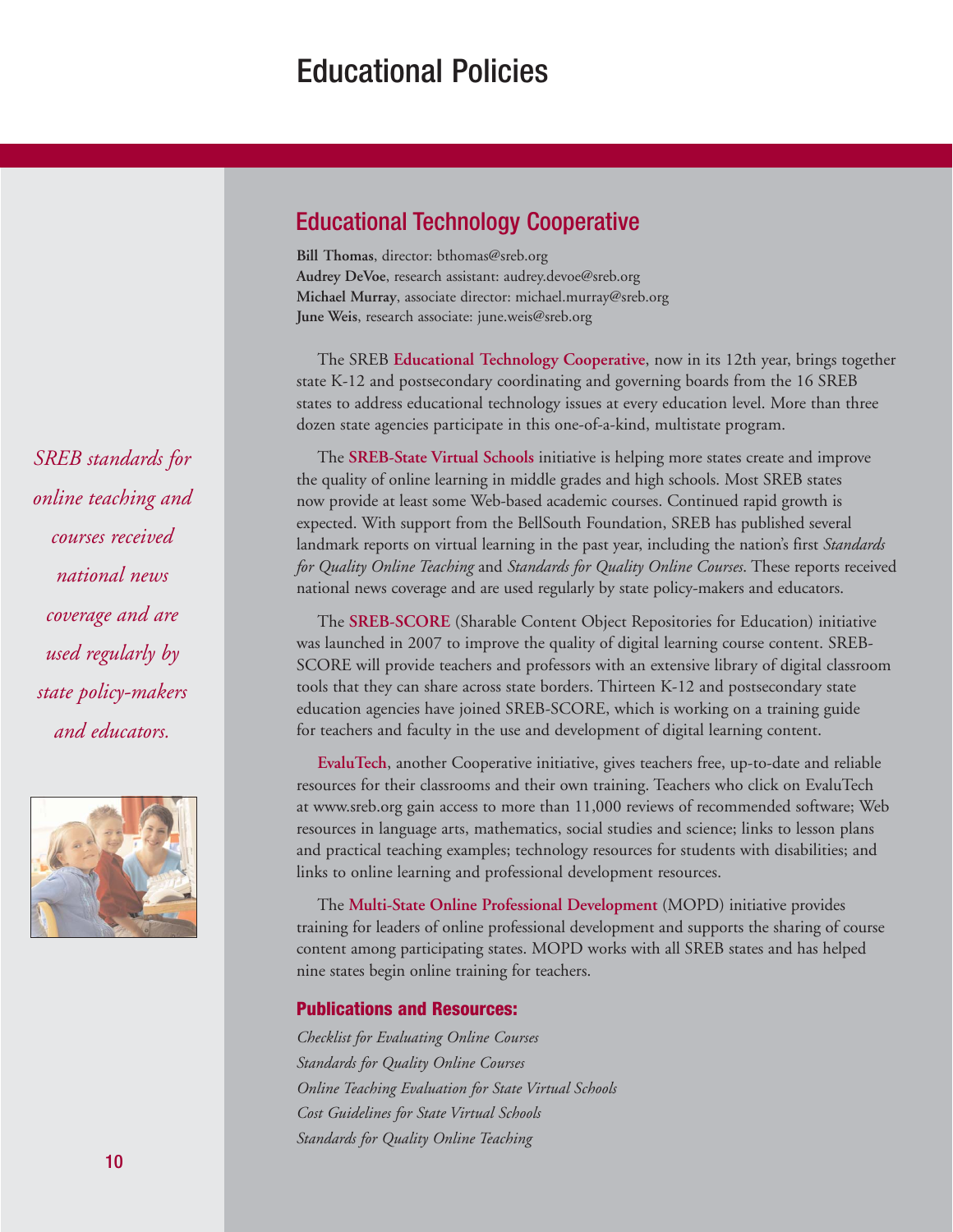# Educational Policies

## Educational Technology Cooperative

**Bill Thomas**, director: bthomas@sreb.org
**Audrey DeVoe**, research assistant: audrey.devoe@sreb.org
**Michael Murray**, associate director: michael.murray@sreb.org
**June Weis**, research associate: june.weis@sreb.org

*SREB standards for online teaching and courses received national news coverage and are used regularly by state policy-makers and educators.*

The SREB **Educational Technology Cooperative**, now in its 12th year, brings together state K-12 and postsecondary coordinating and governing boards from the 16 SREB states to address educational technology issues at every education level. More than three dozen state agencies participate in this one-of-a-kind, multistate program.

The **SREB-State Virtual Schools** initiative is helping more states create and improve the quality of online learning in middle grades and high schools. Most SREB states now provide at least some Web-based academic courses. Continued rapid growth is expected. With support from the BellSouth Foundation, SREB has published several landmark reports on virtual learning in the past year, including the nation's first *Standards for Quality Online Teaching* and *Standards for Quality Online Courses*. These reports received national news coverage and are used regularly by state policy-makers and educators.

The **SREB-SCORE** (Sharable Content Object Repositories for Education) initiative was launched in 2007 to improve the quality of digital learning course content. SREB-SCORE will provide teachers and professors with an extensive library of digital classroom tools that they can share across state borders. Thirteen K-12 and postsecondary state education agencies have joined SREB-SCORE, which is working on a training guide for teachers and faculty in the use and development of digital learning content.

**EvaluTech**, another Cooperative initiative, gives teachers free, up-to-date and reliable resources for their classrooms and their own training. Teachers who click on EvaluTech at www.sreb.org gain access to more than 11,000 reviews of recommended software; Web resources in language arts, mathematics, social studies and science; links to lesson plans and practical teaching examples; technology resources for students with disabilities; and links to online learning and professional development resources.

The **Multi-State Online Professional Development** (MOPD) initiative provides training for leaders of online professional development and supports the sharing of course content among participating states. MOPD works with all SREB states and has helped nine states begin online training for teachers.

### Publications and Resources:

*Checklist for Evaluating Online Courses*
*Standards for Quality Online Courses*
*Online Teaching Evaluation for State Virtual Schools*
*Cost Guidelines for State Virtual Schools*
*Standards for Quality Online Teaching*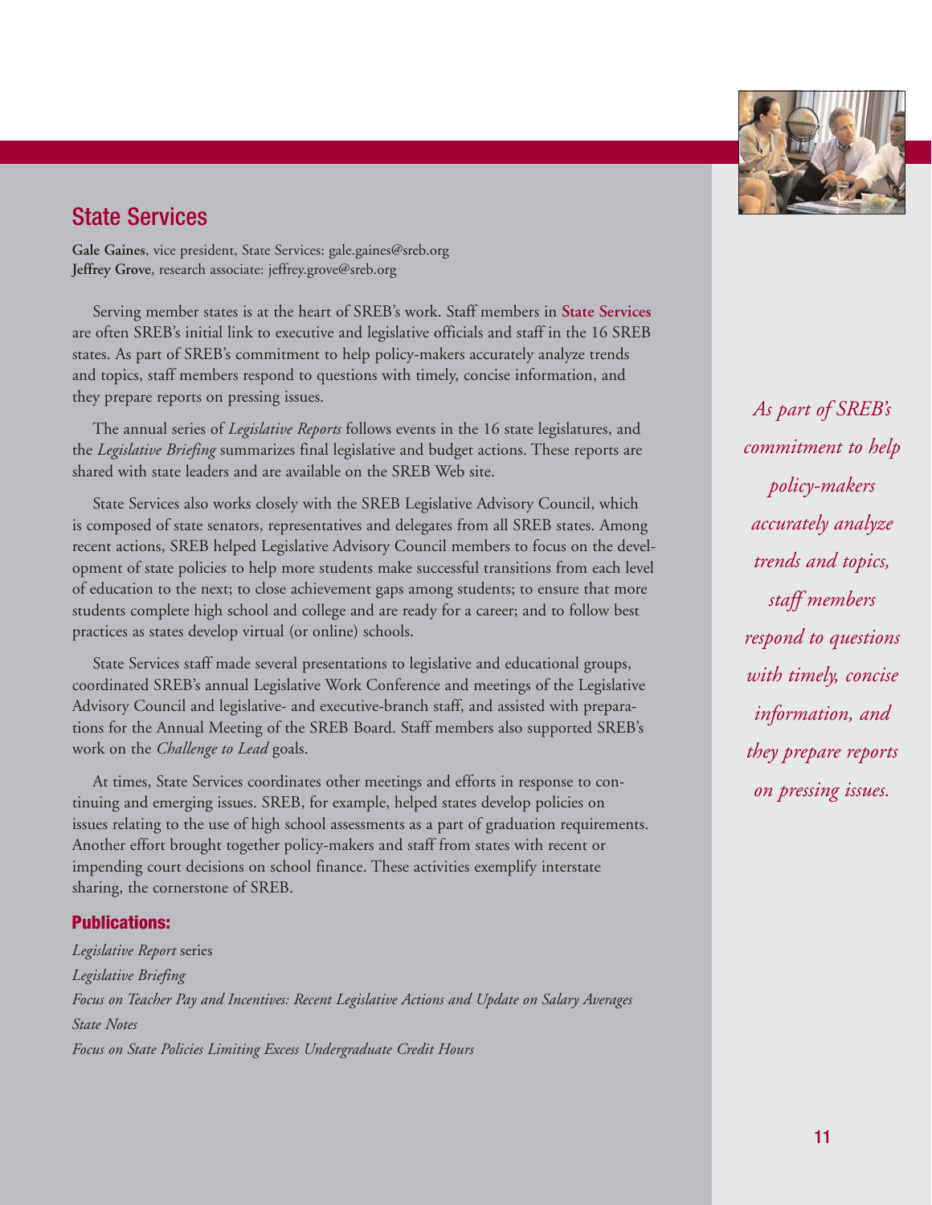## State Services

**Gale Gaines**, vice president, State Services: gale.gaines@sreb.org
**Jeffrey Grove**, research associate: jeffrey.grove@sreb.org

Serving member states is at the heart of SREB's work. Staff members in **State Services** are often SREB's initial link to executive and legislative officials and staff in the 16 SREB states. As part of SREB's commitment to help policy-makers accurately analyze trends and topics, staff members respond to questions with timely, concise information, and they prepare reports on pressing issues.

The annual series of *Legislative Reports* follows events in the 16 state legislatures, and the *Legislative Briefing* summarizes final legislative and budget actions. These reports are shared with state leaders and are available on the SREB Web site.

State Services also works closely with the SREB Legislative Advisory Council, which is composed of state senators, representatives and delegates from all SREB states. Among recent actions, SREB helped Legislative Advisory Council members to focus on the development of state policies to help more students make successful transitions from each level of education to the next; to close achievement gaps among students; to ensure that more students complete high school and college and are ready for a career; and to follow best practices as states develop virtual (or online) schools.

State Services staff made several presentations to legislative and educational groups, coordinated SREB's annual Legislative Work Conference and meetings of the Legislative Advisory Council and legislative- and executive-branch staff, and assisted with preparations for the Annual Meeting of the SREB Board. Staff members also supported SREB's work on the *Challenge to Lead* goals.

At times, State Services coordinates other meetings and efforts in response to continuing and emerging issues. SREB, for example, helped states develop policies on issues relating to the use of high school assessments as a part of graduation requirements. Another effort brought together policy-makers and staff from states with recent or impending court decisions on school finance. These activities exemplify interstate sharing, the cornerstone of SREB.

*As part of SREB's commitment to help policy-makers accurately analyze trends and topics, staff members respond to questions with timely, concise information, and they prepare reports on pressing issues.*

### Publications:

*Legislative Report* series
*Legislative Briefing*
*Focus on Teacher Pay and Incentives: Recent Legislative Actions and Update on Salary Averages*
*State Notes*
*Focus on State Policies Limiting Excess Undergraduate Credit Hours*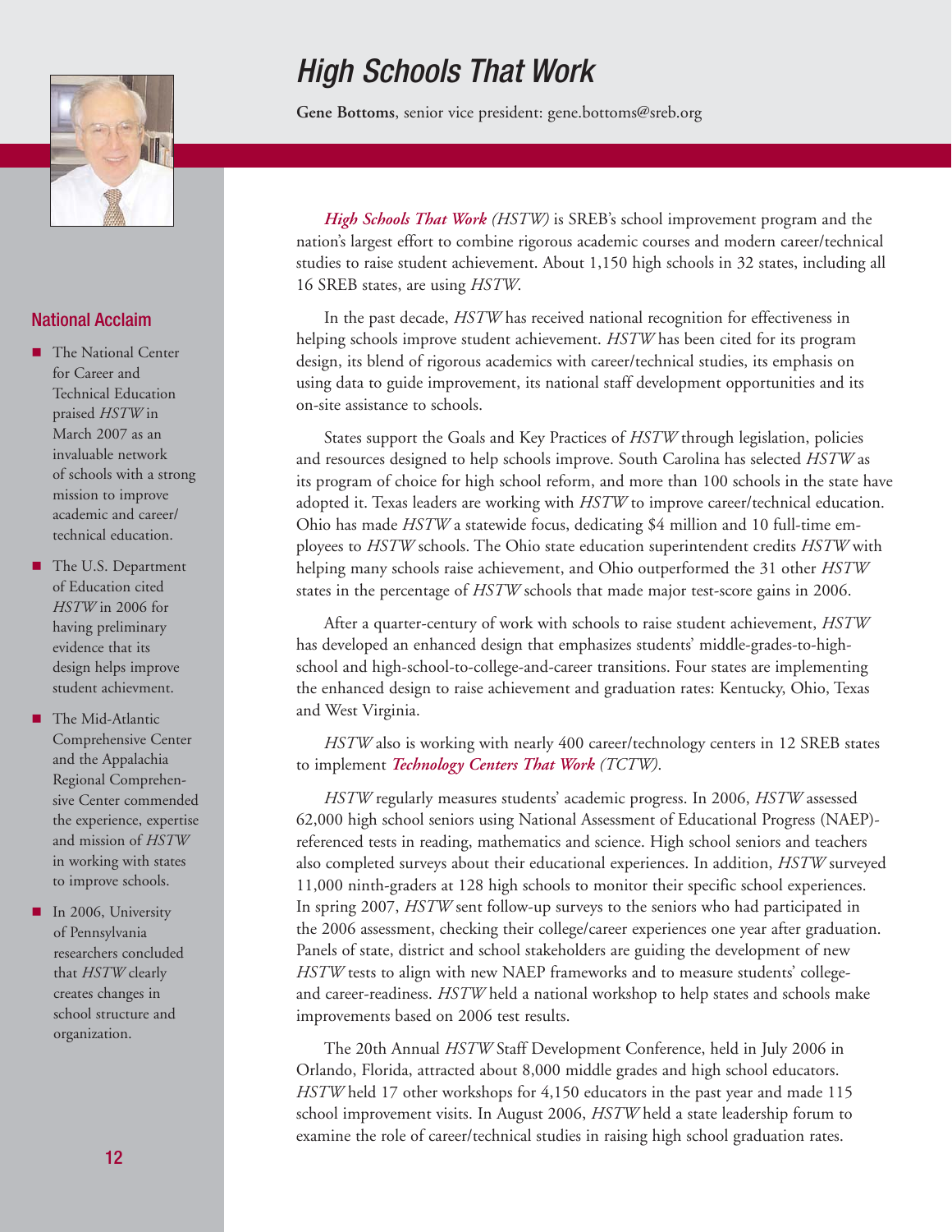# *High Schools That Work*

**Gene Bottoms**, senior vice president: gene.bottoms@sreb.org

*High Schools That Work (HSTW)* is SREB's school improvement program and the nation's largest effort to combine rigorous academic courses and modern career/technical studies to raise student achievement. About 1,150 high schools in 32 states, including all 16 SREB states, are using *HSTW*.

In the past decade, *HSTW* has received national recognition for effectiveness in helping schools improve student achievement. *HSTW* has been cited for its program design, its blend of rigorous academics with career/technical studies, its emphasis on using data to guide improvement, its national staff development opportunities and its on-site assistance to schools.

States support the Goals and Key Practices of *HSTW* through legislation, policies and resources designed to help schools improve. South Carolina has selected *HSTW* as its program of choice for high school reform, and more than 100 schools in the state have adopted it. Texas leaders are working with *HSTW* to improve career/technical education. Ohio has made *HSTW* a statewide focus, dedicating $4 million and 10 full-time employees to *HSTW* schools. The Ohio state education superintendent credits *HSTW* with helping many schools raise achievement, and Ohio outperformed the 31 other *HSTW* states in the percentage of *HSTW* schools that made major test-score gains in 2006.

After a quarter-century of work with schools to raise student achievement, *HSTW* has developed an enhanced design that emphasizes students' middle-grades-to-high-school and high-school-to-college-and-career transitions. Four states are implementing the enhanced design to raise achievement and graduation rates: Kentucky, Ohio, Texas and West Virginia.

*HSTW* also is working with nearly 400 career/technology centers in 12 SREB states to implement *Technology Centers That Work (TCTW)*.

*HSTW* regularly measures students' academic progress. In 2006, *HSTW* assessed 62,000 high school seniors using National Assessment of Educational Progress (NAEP)-referenced tests in reading, mathematics and science. High school seniors and teachers also completed surveys about their educational experiences. In addition, *HSTW* surveyed 11,000 ninth-graders at 128 high schools to monitor their specific school experiences. In spring 2007, *HSTW* sent follow-up surveys to the seniors who had participated in the 2006 assessment, checking their college/career experiences one year after graduation. Panels of state, district and school stakeholders are guiding the development of new *HSTW* tests to align with new NAEP frameworks and to measure students' college- and career-readiness. *HSTW* held a national workshop to help states and schools make improvements based on 2006 test results.

The 20th Annual *HSTW* Staff Development Conference, held in July 2006 in Orlando, Florida, attracted about 8,000 middle grades and high school educators. *HSTW* held 17 other workshops for 4,150 educators in the past year and made 115 school improvement visits. In August 2006, *HSTW* held a state leadership forum to examine the role of career/technical studies in raising high school graduation rates.

## National Acclaim

- The National Center for Career and Technical Education praised *HSTW* in March 2007 as an invaluable network of schools with a strong mission to improve academic and career/technical education.
- The U.S. Department of Education cited *HSTW* in 2006 for having preliminary evidence that its design helps improve student achievment.
- The Mid-Atlantic Comprehensive Center and the Appalachia Regional Comprehensive Center commended the experience, expertise and mission of *HSTW* in working with states to improve schools.
- In 2006, University of Pennsylvania researchers concluded that *HSTW* clearly creates changes in school structure and organization.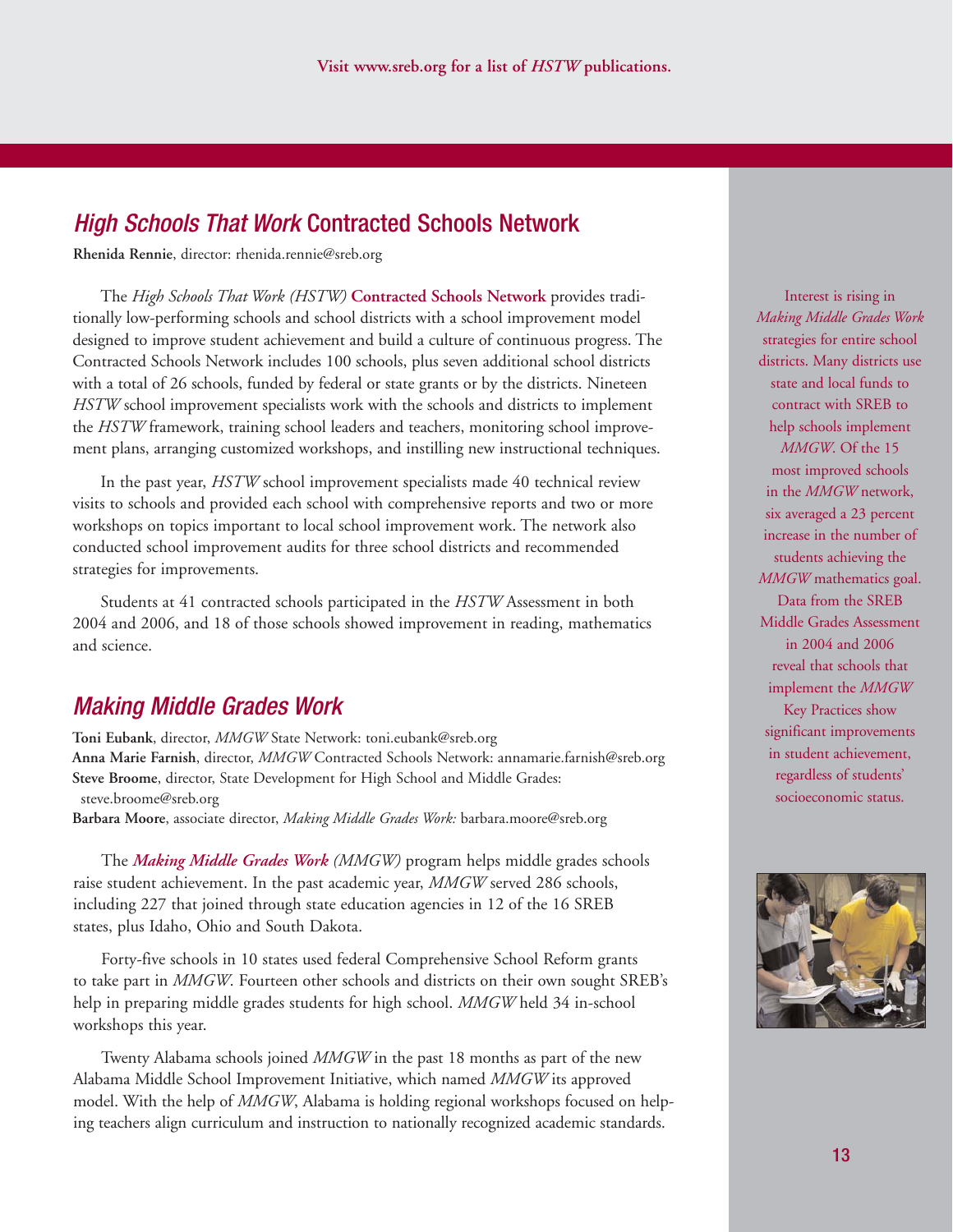## *High Schools That Work* Contracted Schools Network

**Rhenida Rennie**, director: rhenida.rennie@sreb.org

The *High Schools That Work (HSTW)* **Contracted Schools Network** provides traditionally low-performing schools and school districts with a school improvement model designed to improve student achievement and build a culture of continuous progress. The Contracted Schools Network includes 100 schools, plus seven additional school districts with a total of 26 schools, funded by federal or state grants or by the districts. Nineteen *HSTW* school improvement specialists work with the schools and districts to implement the *HSTW* framework, training school leaders and teachers, monitoring school improvement plans, arranging customized workshops, and instilling new instructional techniques.

In the past year, *HSTW* school improvement specialists made 40 technical review visits to schools and provided each school with comprehensive reports and two or more workshops on topics important to local school improvement work. The network also conducted school improvement audits for three school districts and recommended strategies for improvements.

Students at 41 contracted schools participated in the *HSTW* Assessment in both 2004 and 2006, and 18 of those schools showed improvement in reading, mathematics and science.

## *Making Middle Grades Work*

**Toni Eubank**, director, *MMGW* State Network: toni.eubank@sreb.org
**Anna Marie Farnish**, director, *MMGW* Contracted Schools Network: annamarie.farnish@sreb.org
**Steve Broome**, director, State Development for High School and Middle Grades: steve.broome@sreb.org
**Barbara Moore**, associate director, *Making Middle Grades Work:* barbara.moore@sreb.org

The ***Making Middle Grades Work*** *(MMGW)* program helps middle grades schools raise student achievement. In the past academic year, *MMGW* served 286 schools, including 227 that joined through state education agencies in 12 of the 16 SREB states, plus Idaho, Ohio and South Dakota.

Forty-five schools in 10 states used federal Comprehensive School Reform grants to take part in *MMGW*. Fourteen other schools and districts on their own sought SREB's help in preparing middle grades students for high school. *MMGW* held 34 in-school workshops this year.

Twenty Alabama schools joined *MMGW* in the past 18 months as part of the new Alabama Middle School Improvement Initiative, which named *MMGW* its approved model. With the help of *MMGW*, Alabama is holding regional workshops focused on helping teachers align curriculum and instruction to nationally recognized academic standards.

Interest is rising in *Making Middle Grades Work* strategies for entire school districts. Many districts use state and local funds to contract with SREB to help schools implement *MMGW*. Of the 15 most improved schools in the *MMGW* network, six averaged a 23 percent increase in the number of students achieving the *MMGW* mathematics goal. Data from the SREB Middle Grades Assessment in 2004 and 2006 reveal that schools that implement the *MMGW* Key Practices show significant improvements in student achievement, regardless of students' socioeconomic status.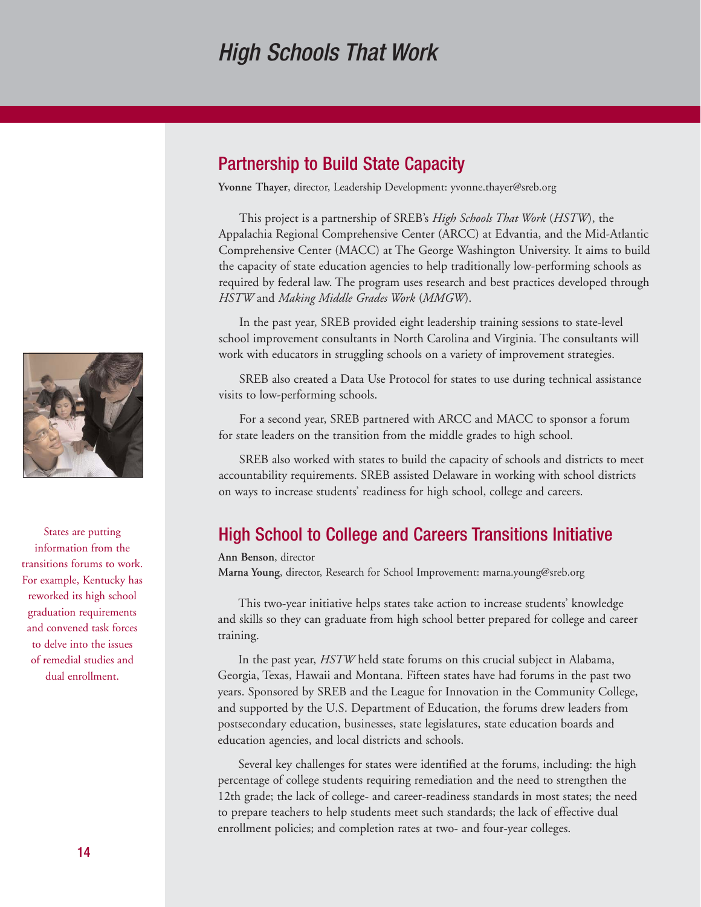## Partnership to Build State Capacity

**Yvonne Thayer**, director, Leadership Development: yvonne.thayer@sreb.org

This project is a partnership of SREB's *High Schools That Work* (*HSTW*), the Appalachia Regional Comprehensive Center (ARCC) at Edvantia, and the Mid-Atlantic Comprehensive Center (MACC) at The George Washington University. It aims to build the capacity of state education agencies to help traditionally low-performing schools as required by federal law. The program uses research and best practices developed through *HSTW* and *Making Middle Grades Work* (*MMGW*).

In the past year, SREB provided eight leadership training sessions to state-level school improvement consultants in North Carolina and Virginia. The consultants will work with educators in struggling schools on a variety of improvement strategies.

SREB also created a Data Use Protocol for states to use during technical assistance visits to low-performing schools.

For a second year, SREB partnered with ARCC and MACC to sponsor a forum for state leaders on the transition from the middle grades to high school.

SREB also worked with states to build the capacity of schools and districts to meet accountability requirements. SREB assisted Delaware in working with school districts on ways to increase students' readiness for high school, college and careers.

States are putting information from the transitions forums to work. For example, Kentucky has reworked its high school graduation requirements and convened task forces to delve into the issues of remedial studies and dual enrollment.

## High School to College and Careers Transitions Initiative

**Ann Benson**, director
**Marna Young**, director, Research for School Improvement: marna.young@sreb.org

This two-year initiative helps states take action to increase students' knowledge and skills so they can graduate from high school better prepared for college and career training.

In the past year, *HSTW* held state forums on this crucial subject in Alabama, Georgia, Texas, Hawaii and Montana. Fifteen states have had forums in the past two years. Sponsored by SREB and the League for Innovation in the Community College, and supported by the U.S. Department of Education, the forums drew leaders from postsecondary education, businesses, state legislatures, state education boards and education agencies, and local districts and schools.

Several key challenges for states were identified at the forums, including: the high percentage of college students requiring remediation and the need to strengthen the 12th grade; the lack of college- and career-readiness standards in most states; the need to prepare teachers to help students meet such standards; the lack of effective dual enrollment policies; and completion rates at two- and four-year colleges.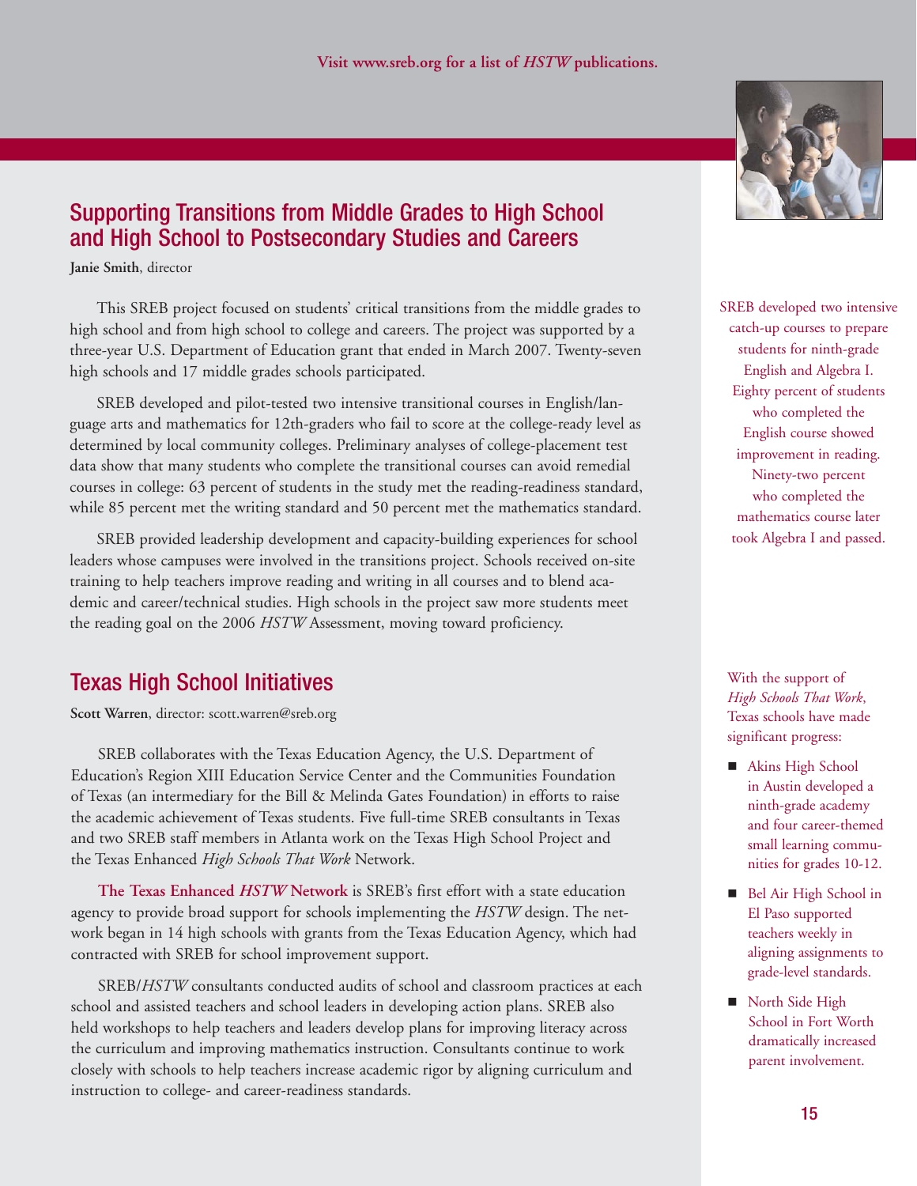Visit www.sreb.org for a list of *HSTW* publications.

## Supporting Transitions from Middle Grades to High School and High School to Postsecondary Studies and Careers

**Janie Smith**, director

This SREB project focused on students' critical transitions from the middle grades to high school and from high school to college and careers. The project was supported by a three-year U.S. Department of Education grant that ended in March 2007. Twenty-seven high schools and 17 middle grades schools participated.

SREB developed and pilot-tested two intensive transitional courses in English/language arts and mathematics for 12th-graders who fail to score at the college-ready level as determined by local community colleges. Preliminary analyses of college-placement test data show that many students who complete the transitional courses can avoid remedial courses in college: 63 percent of students in the study met the reading-readiness standard, while 85 percent met the writing standard and 50 percent met the mathematics standard.

SREB provided leadership development and capacity-building experiences for school leaders whose campuses were involved in the transitions project. Schools received on-site training to help teachers improve reading and writing in all courses and to blend academic and career/technical studies. High schools in the project saw more students meet the reading goal on the 2006 *HSTW* Assessment, moving toward proficiency.

SREB developed two intensive catch-up courses to prepare students for ninth-grade English and Algebra I. Eighty percent of students who completed the English course showed improvement in reading. Ninety-two percent who completed the mathematics course later took Algebra I and passed.

## Texas High School Initiatives

**Scott Warren**, director: scott.warren@sreb.org

SREB collaborates with the Texas Education Agency, the U.S. Department of Education's Region XIII Education Service Center and the Communities Foundation of Texas (an intermediary for the Bill & Melinda Gates Foundation) in efforts to raise the academic achievement of Texas students. Five full-time SREB consultants in Texas and two SREB staff members in Atlanta work on the Texas High School Project and the Texas Enhanced *High Schools That Work* Network.

**The Texas Enhanced *HSTW* Network** is SREB's first effort with a state education agency to provide broad support for schools implementing the *HSTW* design. The network began in 14 high schools with grants from the Texas Education Agency, which had contracted with SREB for school improvement support.

SREB/*HSTW* consultants conducted audits of school and classroom practices at each school and assisted teachers and school leaders in developing action plans. SREB also held workshops to help teachers and leaders develop plans for improving literacy across the curriculum and improving mathematics instruction. Consultants continue to work closely with schools to help teachers increase academic rigor by aligning curriculum and instruction to college- and career-readiness standards.

With the support of *High Schools That Work*, Texas schools have made significant progress:

- Akins High School in Austin developed a ninth-grade academy and four career-themed small learning communities for grades 10-12.
- Bel Air High School in El Paso supported teachers weekly in aligning assignments to grade-level standards.
- North Side High School in Fort Worth dramatically increased parent involvement.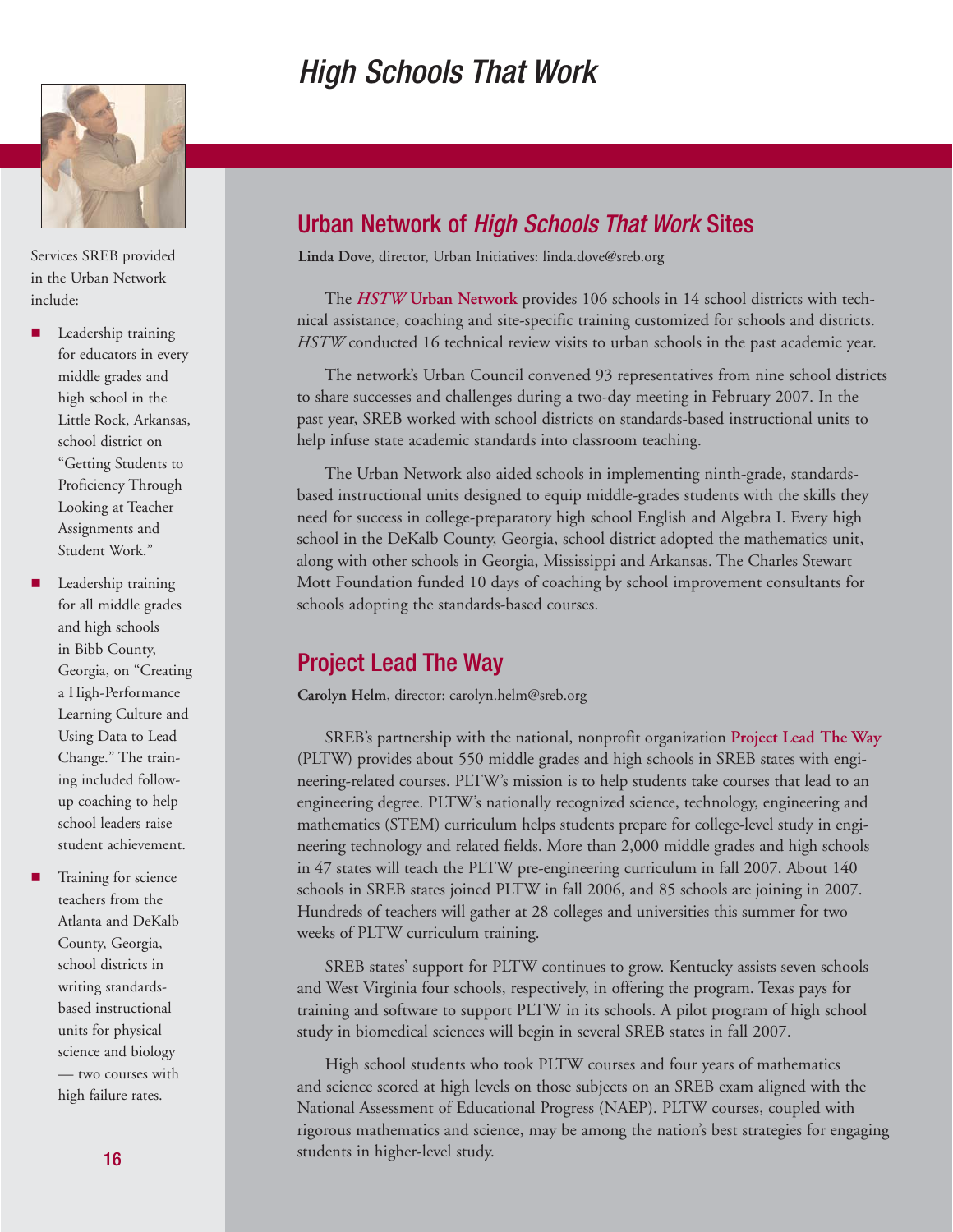# *High Schools That Work*

Services SREB provided in the Urban Network include:

- Leadership training for educators in every middle grades and high school in the Little Rock, Arkansas, school district on "Getting Students to Proficiency Through Looking at Teacher Assignments and Student Work."
- Leadership training for all middle grades and high schools in Bibb County, Georgia, on "Creating a High-Performance Learning Culture and Using Data to Lead Change." The training included follow-up coaching to help school leaders raise student achievement.
- Training for science teachers from the Atlanta and DeKalb County, Georgia, school districts in writing standards-based instructional units for physical science and biology — two courses with high failure rates.

## Urban Network of *High Schools That Work* Sites

**Linda Dove**, director, Urban Initiatives: linda.dove@sreb.org

The ***HSTW* Urban Network** provides 106 schools in 14 school districts with technical assistance, coaching and site-specific training customized for schools and districts. *HSTW* conducted 16 technical review visits to urban schools in the past academic year.

The network's Urban Council convened 93 representatives from nine school districts to share successes and challenges during a two-day meeting in February 2007. In the past year, SREB worked with school districts on standards-based instructional units to help infuse state academic standards into classroom teaching.

The Urban Network also aided schools in implementing ninth-grade, standards-based instructional units designed to equip middle-grades students with the skills they need for success in college-preparatory high school English and Algebra I. Every high school in the DeKalb County, Georgia, school district adopted the mathematics unit, along with other schools in Georgia, Mississippi and Arkansas. The Charles Stewart Mott Foundation funded 10 days of coaching by school improvement consultants for schools adopting the standards-based courses.

## Project Lead The Way

**Carolyn Helm**, director: carolyn.helm@sreb.org

SREB's partnership with the national, nonprofit organization **Project Lead The Way** (PLTW) provides about 550 middle grades and high schools in SREB states with engineering-related courses. PLTW's mission is to help students take courses that lead to an engineering degree. PLTW's nationally recognized science, technology, engineering and mathematics (STEM) curriculum helps students prepare for college-level study in engineering technology and related fields. More than 2,000 middle grades and high schools in 47 states will teach the PLTW pre-engineering curriculum in fall 2007. About 140 schools in SREB states joined PLTW in fall 2006, and 85 schools are joining in 2007. Hundreds of teachers will gather at 28 colleges and universities this summer for two weeks of PLTW curriculum training.

SREB states' support for PLTW continues to grow. Kentucky assists seven schools and West Virginia four schools, respectively, in offering the program. Texas pays for training and software to support PLTW in its schools. A pilot program of high school study in biomedical sciences will begin in several SREB states in fall 2007.

High school students who took PLTW courses and four years of mathematics and science scored at high levels on those subjects on an SREB exam aligned with the National Assessment of Educational Progress (NAEP). PLTW courses, coupled with rigorous mathematics and science, may be among the nation's best strategies for engaging students in higher-level study.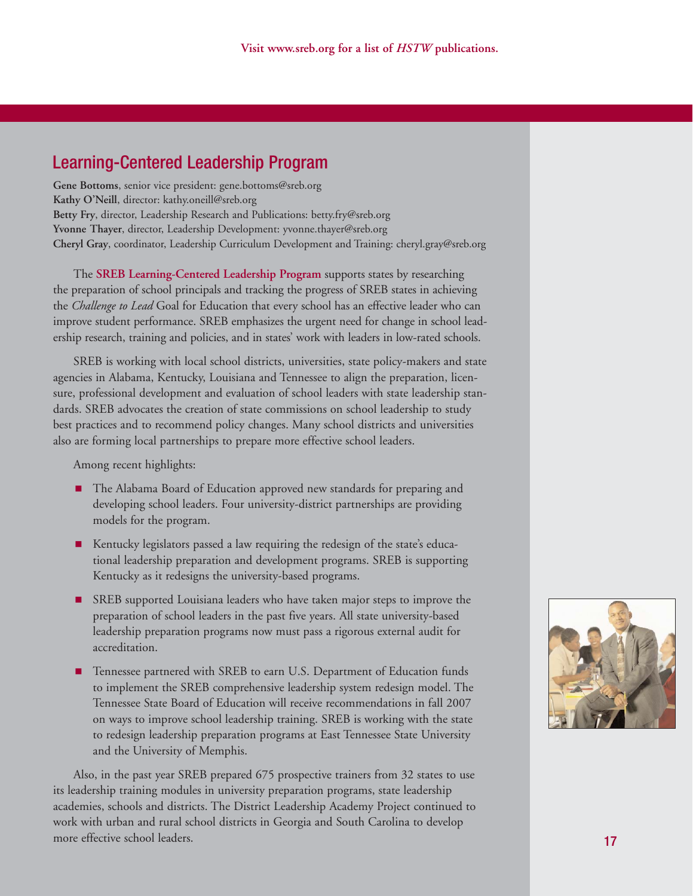Visit www.sreb.org for a list of *HSTW* publications.

## Learning-Centered Leadership Program

**Gene Bottoms**, senior vice president: gene.bottoms@sreb.org
**Kathy O'Neill**, director: kathy.oneill@sreb.org
**Betty Fry**, director, Leadership Research and Publications: betty.fry@sreb.org
**Yvonne Thayer**, director, Leadership Development: yvonne.thayer@sreb.org
**Cheryl Gray**, coordinator, Leadership Curriculum Development and Training: cheryl.gray@sreb.org

The **SREB Learning-Centered Leadership Program** supports states by researching the preparation of school principals and tracking the progress of SREB states in achieving the *Challenge to Lead* Goal for Education that every school has an effective leader who can improve student performance. SREB emphasizes the urgent need for change in school leadership research, training and policies, and in states' work with leaders in low-rated schools.

SREB is working with local school districts, universities, state policy-makers and state agencies in Alabama, Kentucky, Louisiana and Tennessee to align the preparation, licensure, professional development and evaluation of school leaders with state leadership standards. SREB advocates the creation of state commissions on school leadership to study best practices and to recommend policy changes. Many school districts and universities also are forming local partnerships to prepare more effective school leaders.

Among recent highlights:

- The Alabama Board of Education approved new standards for preparing and developing school leaders. Four university-district partnerships are providing models for the program.
- Kentucky legislators passed a law requiring the redesign of the state's educational leadership preparation and development programs. SREB is supporting Kentucky as it redesigns the university-based programs.
- SREB supported Louisiana leaders who have taken major steps to improve the preparation of school leaders in the past five years. All state university-based leadership preparation programs now must pass a rigorous external audit for accreditation.
- Tennessee partnered with SREB to earn U.S. Department of Education funds to implement the SREB comprehensive leadership system redesign model. The Tennessee State Board of Education will receive recommendations in fall 2007 on ways to improve school leadership training. SREB is working with the state to redesign leadership preparation programs at East Tennessee State University and the University of Memphis.

Also, in the past year SREB prepared 675 prospective trainers from 32 states to use its leadership training modules in university preparation programs, state leadership academies, schools and districts. The District Leadership Academy Project continued to work with urban and rural school districts in Georgia and South Carolina to develop more effective school leaders.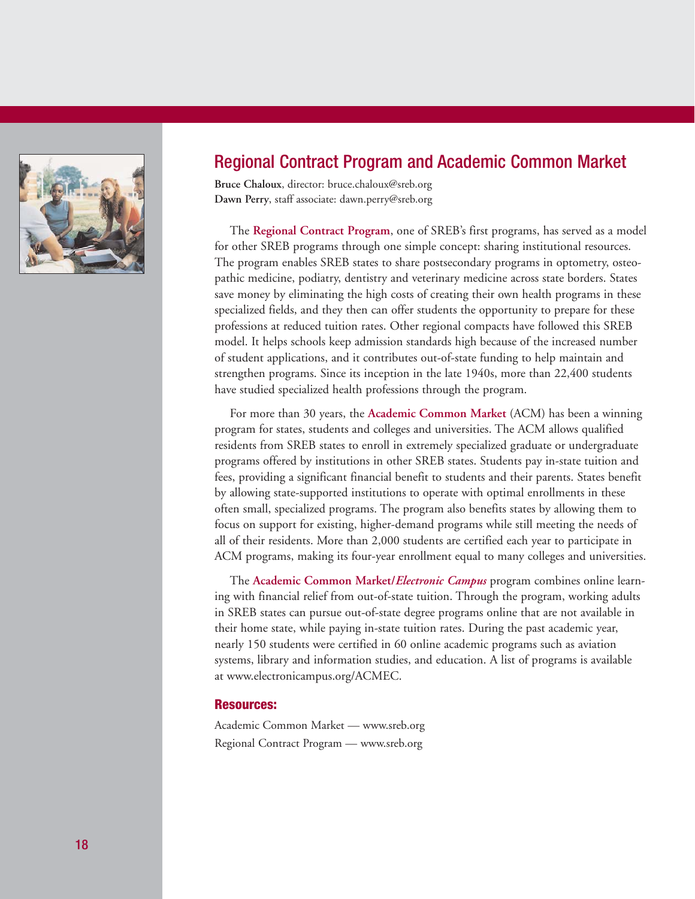## Regional Contract Program and Academic Common Market

**Bruce Chaloux**, director: bruce.chaloux@sreb.org
**Dawn Perry**, staff associate: dawn.perry@sreb.org

The **Regional Contract Program**, one of SREB's first programs, has served as a model for other SREB programs through one simple concept: sharing institutional resources. The program enables SREB states to share postsecondary programs in optometry, osteopathic medicine, podiatry, dentistry and veterinary medicine across state borders. States save money by eliminating the high costs of creating their own health programs in these specialized fields, and they then can offer students the opportunity to prepare for these professions at reduced tuition rates. Other regional compacts have followed this SREB model. It helps schools keep admission standards high because of the increased number of student applications, and it contributes out-of-state funding to help maintain and strengthen programs. Since its inception in the late 1940s, more than 22,400 students have studied specialized health professions through the program.

For more than 30 years, the **Academic Common Market** (ACM) has been a winning program for states, students and colleges and universities. The ACM allows qualified residents from SREB states to enroll in extremely specialized graduate or undergraduate programs offered by institutions in other SREB states. Students pay in-state tuition and fees, providing a significant financial benefit to students and their parents. States benefit by allowing state-supported institutions to operate with optimal enrollments in these often small, specialized programs. The program also benefits states by allowing them to focus on support for existing, higher-demand programs while still meeting the needs of all of their residents. More than 2,000 students are certified each year to participate in ACM programs, making its four-year enrollment equal to many colleges and universities.

The **Academic Common Market/*Electronic Campus*** program combines online learning with financial relief from out-of-state tuition. Through the program, working adults in SREB states can pursue out-of-state degree programs online that are not available in their home state, while paying in-state tuition rates. During the past academic year, nearly 150 students were certified in 60 online academic programs such as aviation systems, library and information studies, and education. A list of programs is available at www.electronicampus.org/ACMEC.

### Resources:

Academic Common Market — www.sreb.org
Regional Contract Program — www.sreb.org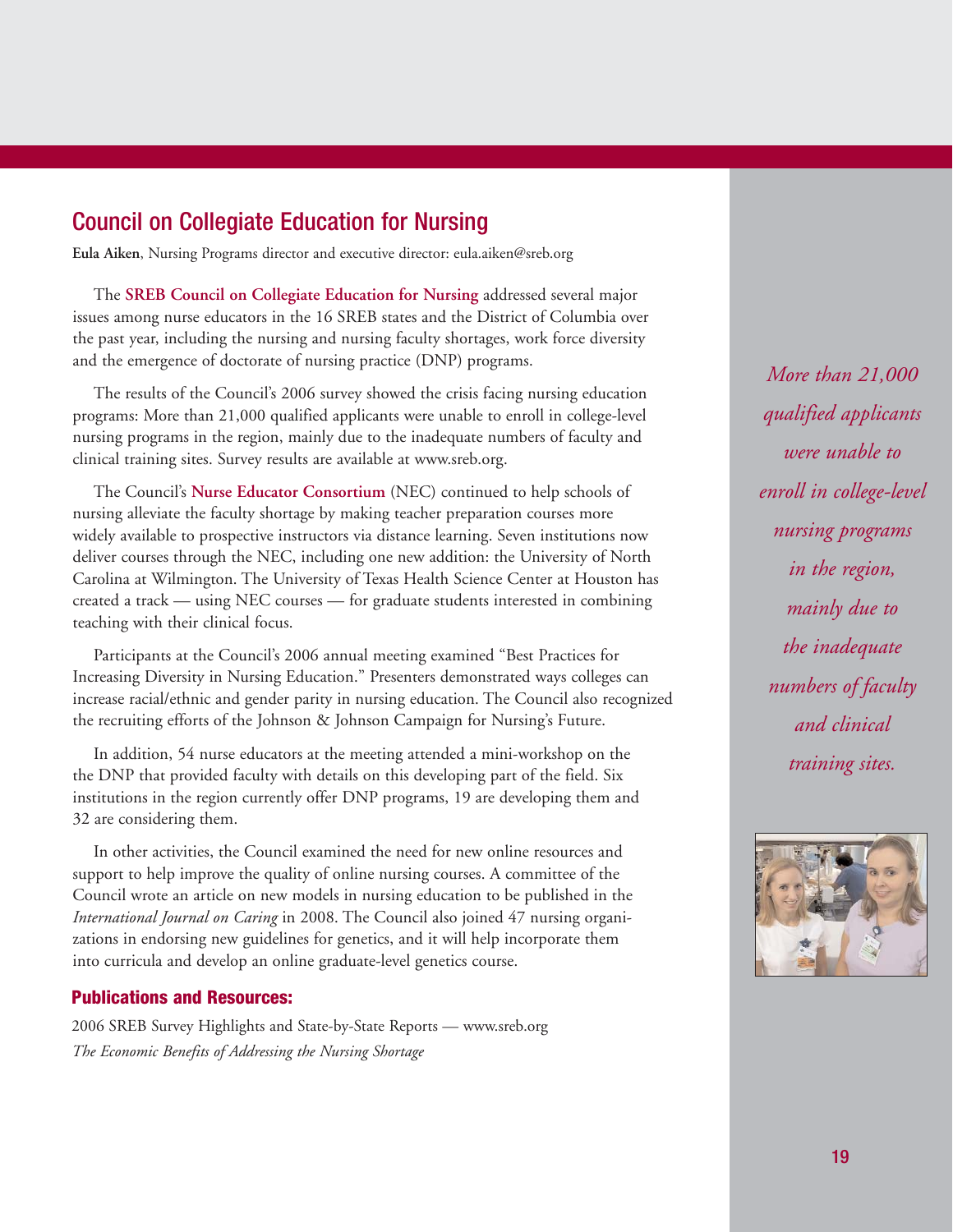## Council on Collegiate Education for Nursing

**Eula Aiken**, Nursing Programs director and executive director: eula.aiken@sreb.org

The **SREB Council on Collegiate Education for Nursing** addressed several major issues among nurse educators in the 16 SREB states and the District of Columbia over the past year, including the nursing and nursing faculty shortages, work force diversity and the emergence of doctorate of nursing practice (DNP) programs.

The results of the Council's 2006 survey showed the crisis facing nursing education programs: More than 21,000 qualified applicants were unable to enroll in college-level nursing programs in the region, mainly due to the inadequate numbers of faculty and clinical training sites. Survey results are available at www.sreb.org.

The Council's **Nurse Educator Consortium** (NEC) continued to help schools of nursing alleviate the faculty shortage by making teacher preparation courses more widely available to prospective instructors via distance learning. Seven institutions now deliver courses through the NEC, including one new addition: the University of North Carolina at Wilmington. The University of Texas Health Science Center at Houston has created a track — using NEC courses — for graduate students interested in combining teaching with their clinical focus.

Participants at the Council's 2006 annual meeting examined "Best Practices for Increasing Diversity in Nursing Education." Presenters demonstrated ways colleges can increase racial/ethnic and gender parity in nursing education. The Council also recognized the recruiting efforts of the Johnson & Johnson Campaign for Nursing's Future.

In addition, 54 nurse educators at the meeting attended a mini-workshop on the the DNP that provided faculty with details on this developing part of the field. Six institutions in the region currently offer DNP programs, 19 are developing them and 32 are considering them.

In other activities, the Council examined the need for new online resources and support to help improve the quality of online nursing courses. A committee of the Council wrote an article on new models in nursing education to be published in the *International Journal on Caring* in 2008. The Council also joined 47 nursing organizations in endorsing new guidelines for genetics, and it will help incorporate them into curricula and develop an online graduate-level genetics course.

*More than 21,000 qualified applicants were unable to enroll in college-level nursing programs in the region, mainly due to the inadequate numbers of faculty and clinical training sites.*

### Publications and Resources:

2006 SREB Survey Highlights and State-by-State Reports — www.sreb.org

*The Economic Benefits of Addressing the Nursing Shortage*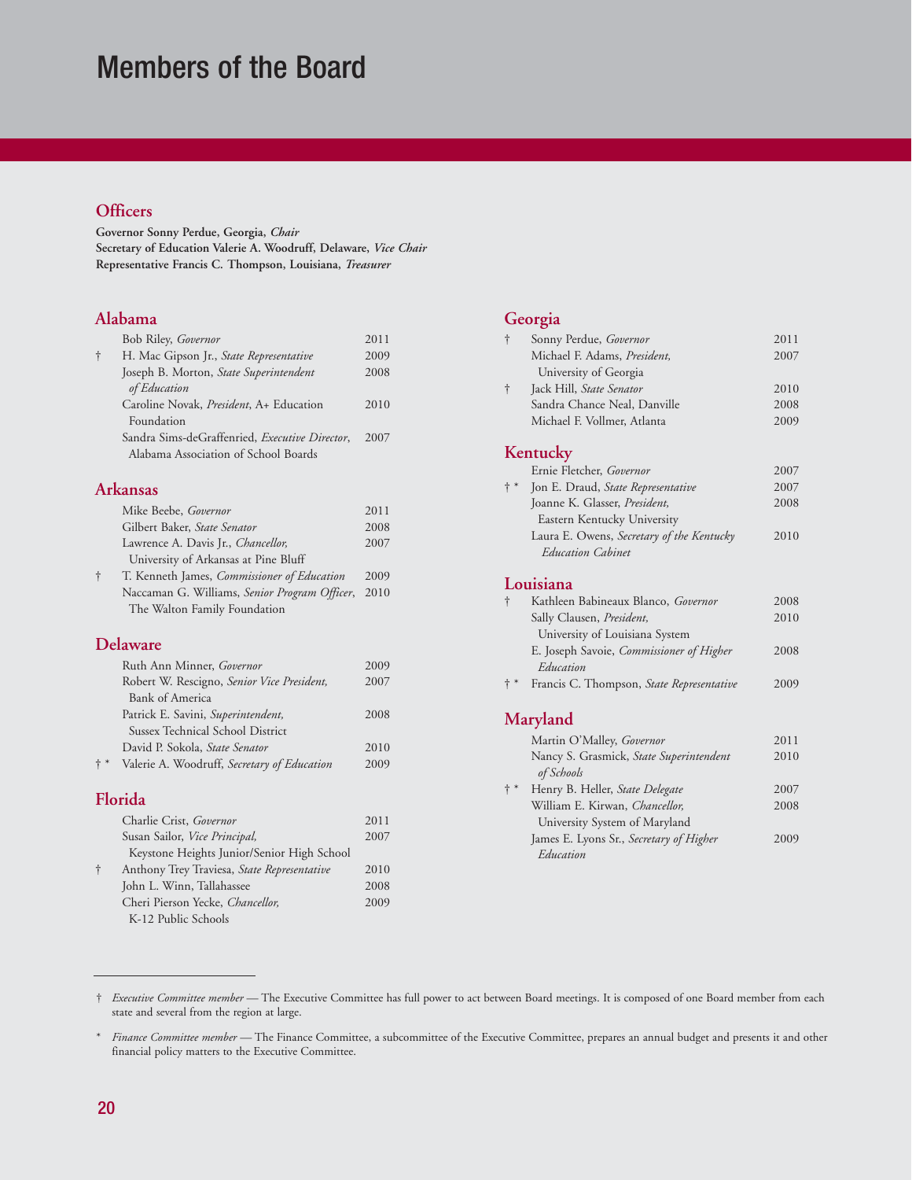# Members of the Board

## Officers

**Governor Sonny Perdue, Georgia, *Chair***
**Secretary of Education Valerie A. Woodruff, Delaware, *Vice Chair***
**Representative Francis C. Thompson, Louisiana, *Treasurer***

## Alabama

| | | |
|---|---|---|
| | Bob Riley, *Governor* | 2011 |
| † | H. Mac Gipson Jr., *State Representative* | 2009 |
| | Joseph B. Morton, *State Superintendent of Education* | 2008 |
| | Caroline Novak, *President*, A+ Education Foundation | 2010 |
| | Sandra Sims-deGraffenried, *Executive Director*, Alabama Association of School Boards | 2007 |

## Arkansas

| | | |
|---|---|---|
| | Mike Beebe, *Governor* | 2011 |
| | Gilbert Baker, *State Senator* | 2008 |
| | Lawrence A. Davis Jr., *Chancellor,* University of Arkansas at Pine Bluff | 2007 |
| † | T. Kenneth James, *Commissioner of Education* | 2009 |
| | Naccaman G. Williams, *Senior Program Officer*, The Walton Family Foundation | 2010 |

## Delaware

| | | |
|---|---|---|
| | Ruth Ann Minner, *Governor* | 2009 |
| | Robert W. Rescigno, *Senior Vice President,* Bank of America | 2007 |
| | Patrick E. Savini, *Superintendent,* Sussex Technical School District | 2008 |
| | David P. Sokola, *State Senator* | 2010 |
| † * | Valerie A. Woodruff, *Secretary of Education* | 2009 |

## Florida

| | | |
|---|---|---|
| | Charlie Crist, *Governor* | 2011 |
| | Susan Sailor, *Vice Principal,* Keystone Heights Junior/Senior High School | 2007 |
| † | Anthony Trey Traviesa, *State Representative* | 2010 |
| | John L. Winn, Tallahassee | 2008 |
| | Cheri Pierson Yecke, *Chancellor,* K-12 Public Schools | 2009 |

## Georgia

| | | |
|---|---|---|
| † | Sonny Perdue, *Governor* | 2011 |
| | Michael F. Adams, *President,* University of Georgia | 2007 |
| † | Jack Hill, *State Senator* | 2010 |
| | Sandra Chance Neal, Danville | 2008 |
| | Michael F. Vollmer, Atlanta | 2009 |

## Kentucky

| | | |
|---|---|---|
| | Ernie Fletcher, *Governor* | 2007 |
| † * | Jon E. Draud, *State Representative* | 2007 |
| | Joanne K. Glasser, *President,* Eastern Kentucky University | 2008 |
| | Laura E. Owens, *Secretary of the Kentucky Education Cabinet* | 2010 |

## Louisiana

| | | |
|---|---|---|
| † | Kathleen Babineaux Blanco, *Governor* | 2008 |
| | Sally Clausen, *President,* University of Louisiana System | 2010 |
| | E. Joseph Savoie, *Commissioner of Higher Education* | 2008 |
| † * | Francis C. Thompson, *State Representative* | 2009 |

## Maryland

| | | |
|---|---|---|
| | Martin O'Malley, *Governor* | 2011 |
| | Nancy S. Grasmick, *State Superintendent of Schools* | 2010 |
| † * | Henry B. Heller, *State Delegate* | 2007 |
| | William E. Kirwan, *Chancellor,* University System of Maryland | 2008 |
| | James E. Lyons Sr., *Secretary of Higher Education* | 2009 |

---

† *Executive Committee member* — The Executive Committee has full power to act between Board meetings. It is composed of one Board member from each state and several from the region at large.

\* *Finance Committee member* — The Finance Committee, a subcommittee of the Executive Committee, prepares an annual budget and presents it and other financial policy matters to the Executive Committee.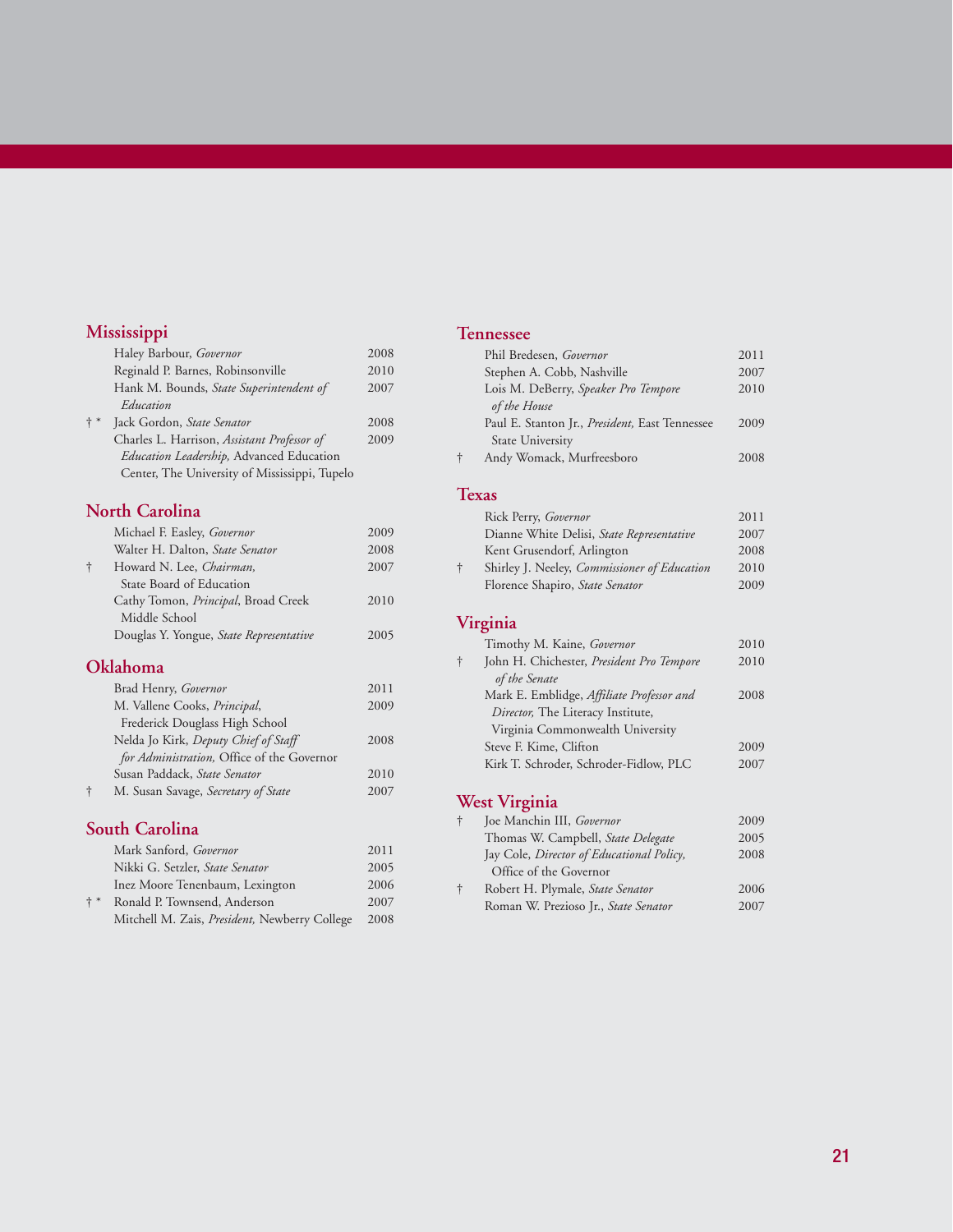## Mississippi

| | | |
|---|---|---|
| | Haley Barbour, *Governor* | 2008 |
| | Reginald P. Barnes, Robinsonville | 2010 |
| | Hank M. Bounds, *State Superintendent of Education* | 2007 |
| † * | Jack Gordon, *State Senator* | 2008 |
| | Charles L. Harrison, *Assistant Professor of Education Leadership,* Advanced Education Center, The University of Mississippi, Tupelo | 2009 |

## North Carolina

| | | |
|---|---|---|
| | Michael F. Easley, *Governor* | 2009 |
| | Walter H. Dalton, *State Senator* | 2008 |
| † | Howard N. Lee, *Chairman,* State Board of Education | 2007 |
| | Cathy Tomon, *Principal*, Broad Creek Middle School | 2010 |
| | Douglas Y. Yongue, *State Representative* | 2005 |

## Oklahoma

| | | |
|---|---|---|
| | Brad Henry, *Governor* | 2011 |
| | M. Vallene Cooks, *Principal*, Frederick Douglass High School | 2009 |
| | Nelda Jo Kirk, *Deputy Chief of Staff for Administration,* Office of the Governor | 2008 |
| | Susan Paddack, *State Senator* | 2010 |
| † | M. Susan Savage, *Secretary of State* | 2007 |

## South Carolina

| | | |
|---|---|---|
| | Mark Sanford, *Governor* | 2011 |
| | Nikki G. Setzler, *State Senator* | 2005 |
| | Inez Moore Tenenbaum, Lexington | 2006 |
| † * | Ronald P. Townsend, Anderson | 2007 |
| | Mitchell M. Zais, *President,* Newberry College | 2008 |

## Tennessee

| | | |
|---|---|---|
| | Phil Bredesen, *Governor* | 2011 |
| | Stephen A. Cobb, Nashville | 2007 |
| | Lois M. DeBerry, *Speaker Pro Tempore of the House* | 2010 |
| | Paul E. Stanton Jr., *President,* East Tennessee State University | 2009 |
| † | Andy Womack, Murfreesboro | 2008 |

## Texas

| | | |
|---|---|---|
| | Rick Perry, *Governor* | 2011 |
| | Dianne White Delisi, *State Representative* | 2007 |
| | Kent Grusendorf, Arlington | 2008 |
| † | Shirley J. Neeley, *Commissioner of Education* | 2010 |
| | Florence Shapiro, *State Senator* | 2009 |

## Virginia

| | | |
|---|---|---|
| | Timothy M. Kaine, *Governor* | 2010 |
| † | John H. Chichester, *President Pro Tempore of the Senate* | 2010 |
| | Mark E. Emblidge, *Affiliate Professor and Director,* The Literacy Institute, Virginia Commonwealth University | 2008 |
| | Steve F. Kime, Clifton | 2009 |
| | Kirk T. Schroder, Schroder-Fidlow, PLC | 2007 |

## West Virginia

| | | |
|---|---|---|
| † | Joe Manchin III, *Governor* | 2009 |
| | Thomas W. Campbell, *State Delegate* | 2005 |
| | Jay Cole, *Director of Educational Policy,* Office of the Governor | 2008 |
| † | Robert H. Plymale, *State Senator* | 2006 |
| | Roman W. Prezioso Jr., *State Senator* | 2007 |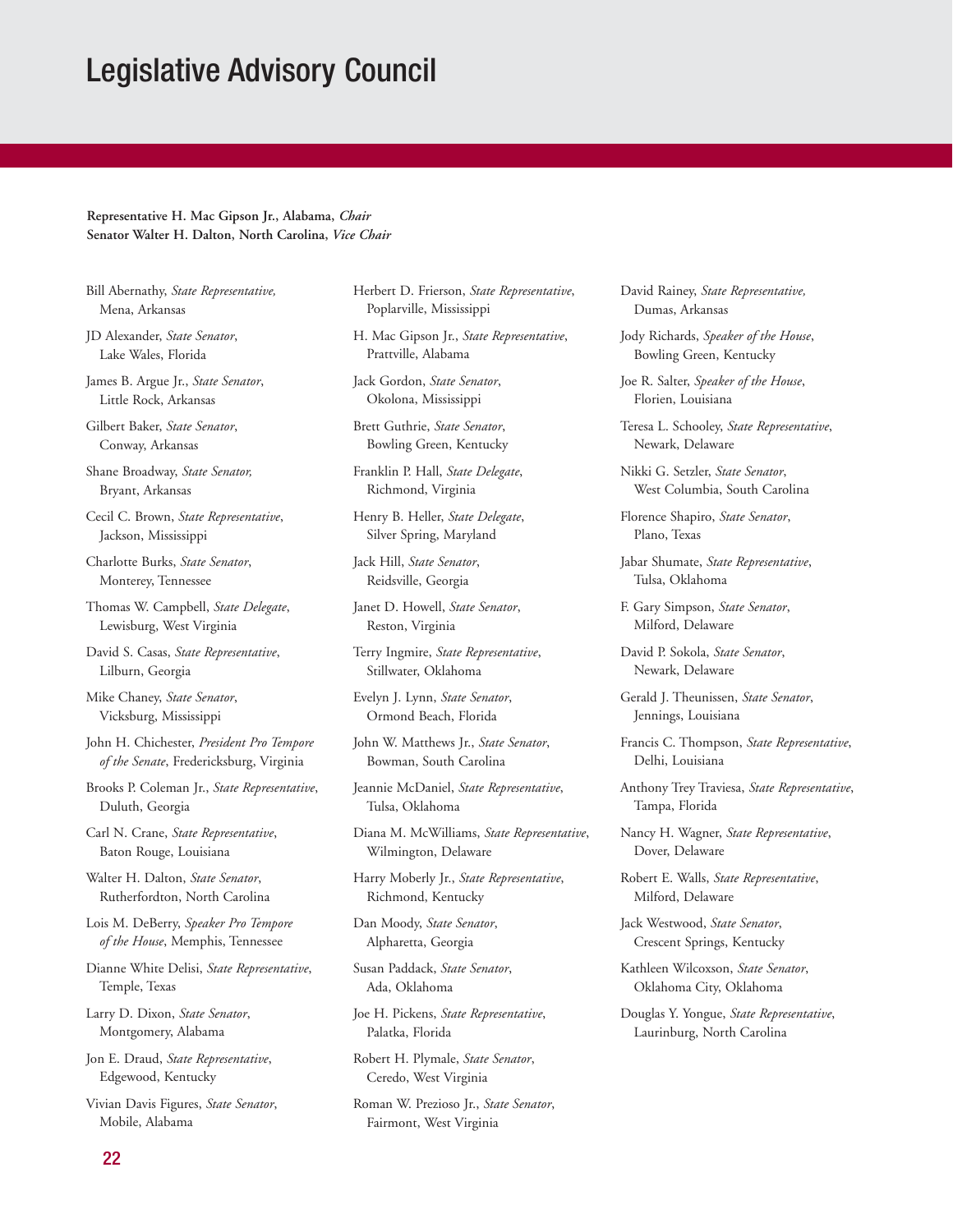# Legislative Advisory Council

**Representative H. Mac Gipson Jr., Alabama, *Chair***
**Senator Walter H. Dalton, North Carolina, *Vice Chair***

Bill Abernathy, *State Representative,* Mena, Arkansas

JD Alexander, *State Senator*, Lake Wales, Florida

James B. Argue Jr., *State Senator*, Little Rock, Arkansas

Gilbert Baker, *State Senator*, Conway, Arkansas

Shane Broadway, *State Senator,* Bryant, Arkansas

Cecil C. Brown, *State Representative*, Jackson, Mississippi

Charlotte Burks, *State Senator*, Monterey, Tennessee

Thomas W. Campbell, *State Delegate*, Lewisburg, West Virginia

David S. Casas, *State Representative*, Lilburn, Georgia

Mike Chaney, *State Senator*, Vicksburg, Mississippi

John H. Chichester, *President Pro Tempore of the Senate*, Fredericksburg, Virginia

Brooks P. Coleman Jr., *State Representative*, Duluth, Georgia

Carl N. Crane, *State Representative*, Baton Rouge, Louisiana

Walter H. Dalton, *State Senator*, Rutherfordton, North Carolina

Lois M. DeBerry, *Speaker Pro Tempore of the House*, Memphis, Tennessee

Dianne White Delisi, *State Representative*, Temple, Texas

Larry D. Dixon, *State Senator*, Montgomery, Alabama

Jon E. Draud, *State Representative*, Edgewood, Kentucky

Vivian Davis Figures, *State Senator*, Mobile, Alabama

Herbert D. Frierson, *State Representative*, Poplarville, Mississippi

H. Mac Gipson Jr., *State Representative*, Prattville, Alabama

Jack Gordon, *State Senator*, Okolona, Mississippi

Brett Guthrie, *State Senator*, Bowling Green, Kentucky

Franklin P. Hall, *State Delegate*, Richmond, Virginia

Henry B. Heller, *State Delegate*, Silver Spring, Maryland

Jack Hill, *State Senator*, Reidsville, Georgia

Janet D. Howell, *State Senator*, Reston, Virginia

Terry Ingmire, *State Representative*, Stillwater, Oklahoma

Evelyn J. Lynn, *State Senator*, Ormond Beach, Florida

John W. Matthews Jr., *State Senator*, Bowman, South Carolina

Jeannie McDaniel, *State Representative*, Tulsa, Oklahoma

Diana M. McWilliams, *State Representative*, Wilmington, Delaware

Harry Moberly Jr., *State Representative*, Richmond, Kentucky

Dan Moody, *State Senator*, Alpharetta, Georgia

Susan Paddack, *State Senator*, Ada, Oklahoma

Joe H. Pickens, *State Representative*, Palatka, Florida

Robert H. Plymale, *State Senator*, Ceredo, West Virginia

Roman W. Prezioso Jr., *State Senator*, Fairmont, West Virginia

David Rainey, *State Representative,* Dumas, Arkansas

Jody Richards, *Speaker of the House*, Bowling Green, Kentucky

Joe R. Salter, *Speaker of the House*, Florien, Louisiana

Teresa L. Schooley, *State Representative*, Newark, Delaware

Nikki G. Setzler, *State Senator*, West Columbia, South Carolina

Florence Shapiro, *State Senator*, Plano, Texas

Jabar Shumate, *State Representative*, Tulsa, Oklahoma

F. Gary Simpson, *State Senator*, Milford, Delaware

David P. Sokola, *State Senator*, Newark, Delaware

Gerald J. Theunissen, *State Senator*, Jennings, Louisiana

Francis C. Thompson, *State Representative*, Delhi, Louisiana

Anthony Trey Traviesa, *State Representative*, Tampa, Florida

Nancy H. Wagner, *State Representative*, Dover, Delaware

Robert E. Walls, *State Representative*, Milford, Delaware

Jack Westwood, *State Senator*, Crescent Springs, Kentucky

Kathleen Wilcoxson, *State Senator*, Oklahoma City, Oklahoma

Douglas Y. Yongue, *State Representative*, Laurinburg, North Carolina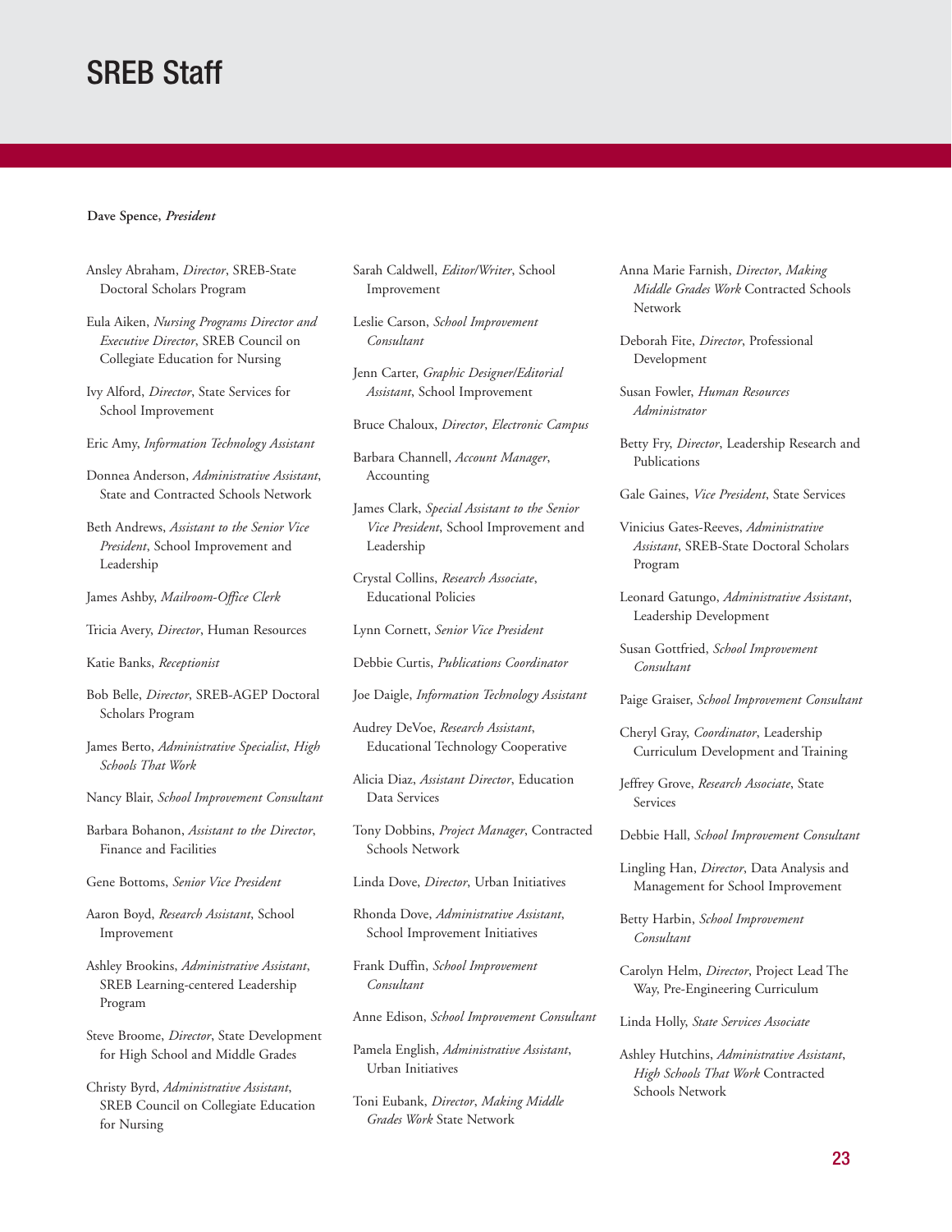# SREB Staff

**Dave Spence, *President***

Ansley Abraham, *Director*, SREB-State Doctoral Scholars Program

Eula Aiken, *Nursing Programs Director and Executive Director*, SREB Council on Collegiate Education for Nursing

Ivy Alford, *Director*, State Services for School Improvement

Eric Amy, *Information Technology Assistant*

Donnea Anderson, *Administrative Assistant*, State and Contracted Schools Network

Beth Andrews, *Assistant to the Senior Vice President*, School Improvement and Leadership

James Ashby, *Mailroom-Office Clerk*

Tricia Avery, *Director*, Human Resources

Katie Banks, *Receptionist*

Bob Belle, *Director*, SREB-AGEP Doctoral Scholars Program

James Berto, *Administrative Specialist*, *High Schools That Work*

Nancy Blair, *School Improvement Consultant*

Barbara Bohanon, *Assistant to the Director*, Finance and Facilities

Gene Bottoms, *Senior Vice President*

Aaron Boyd, *Research Assistant*, School Improvement

Ashley Brookins, *Administrative Assistant*, SREB Learning-centered Leadership Program

Steve Broome, *Director*, State Development for High School and Middle Grades

Christy Byrd, *Administrative Assistant*, SREB Council on Collegiate Education for Nursing

Sarah Caldwell, *Editor/Writer*, School Improvement

Leslie Carson, *School Improvement Consultant*

Jenn Carter, *Graphic Designer/Editorial Assistant*, School Improvement

Bruce Chaloux, *Director*, *Electronic Campus*

Barbara Channell, *Account Manager*, Accounting

James Clark, *Special Assistant to the Senior Vice President*, School Improvement and Leadership

Crystal Collins, *Research Associate*, Educational Policies

Lynn Cornett, *Senior Vice President*

Debbie Curtis, *Publications Coordinator*

Joe Daigle, *Information Technology Assistant*

Audrey DeVoe, *Research Assistant*, Educational Technology Cooperative

Alicia Diaz, *Assistant Director*, Education Data Services

Tony Dobbins, *Project Manager*, Contracted Schools Network

Linda Dove, *Director*, Urban Initiatives

Rhonda Dove, *Administrative Assistant*, School Improvement Initiatives

Frank Duffin, *School Improvement Consultant*

Anne Edison, *School Improvement Consultant*

Pamela English, *Administrative Assistant*, Urban Initiatives

Toni Eubank, *Director*, *Making Middle Grades Work* State Network

Anna Marie Farnish, *Director*, *Making Middle Grades Work* Contracted Schools Network

Deborah Fite, *Director*, Professional Development

Susan Fowler, *Human Resources Administrator*

Betty Fry, *Director*, Leadership Research and Publications

Gale Gaines, *Vice President*, State Services

Vinicius Gates-Reeves, *Administrative Assistant*, SREB-State Doctoral Scholars Program

Leonard Gatungo, *Administrative Assistant*, Leadership Development

Susan Gottfried, *School Improvement Consultant*

Paige Graiser, *School Improvement Consultant*

Cheryl Gray, *Coordinator*, Leadership Curriculum Development and Training

Jeffrey Grove, *Research Associate*, State Services

Debbie Hall, *School Improvement Consultant*

Lingling Han, *Director*, Data Analysis and Management for School Improvement

Betty Harbin, *School Improvement Consultant*

Carolyn Helm, *Director*, Project Lead The Way, Pre-Engineering Curriculum

Linda Holly, *State Services Associate*

Ashley Hutchins, *Administrative Assistant*, *High Schools That Work* Contracted Schools Network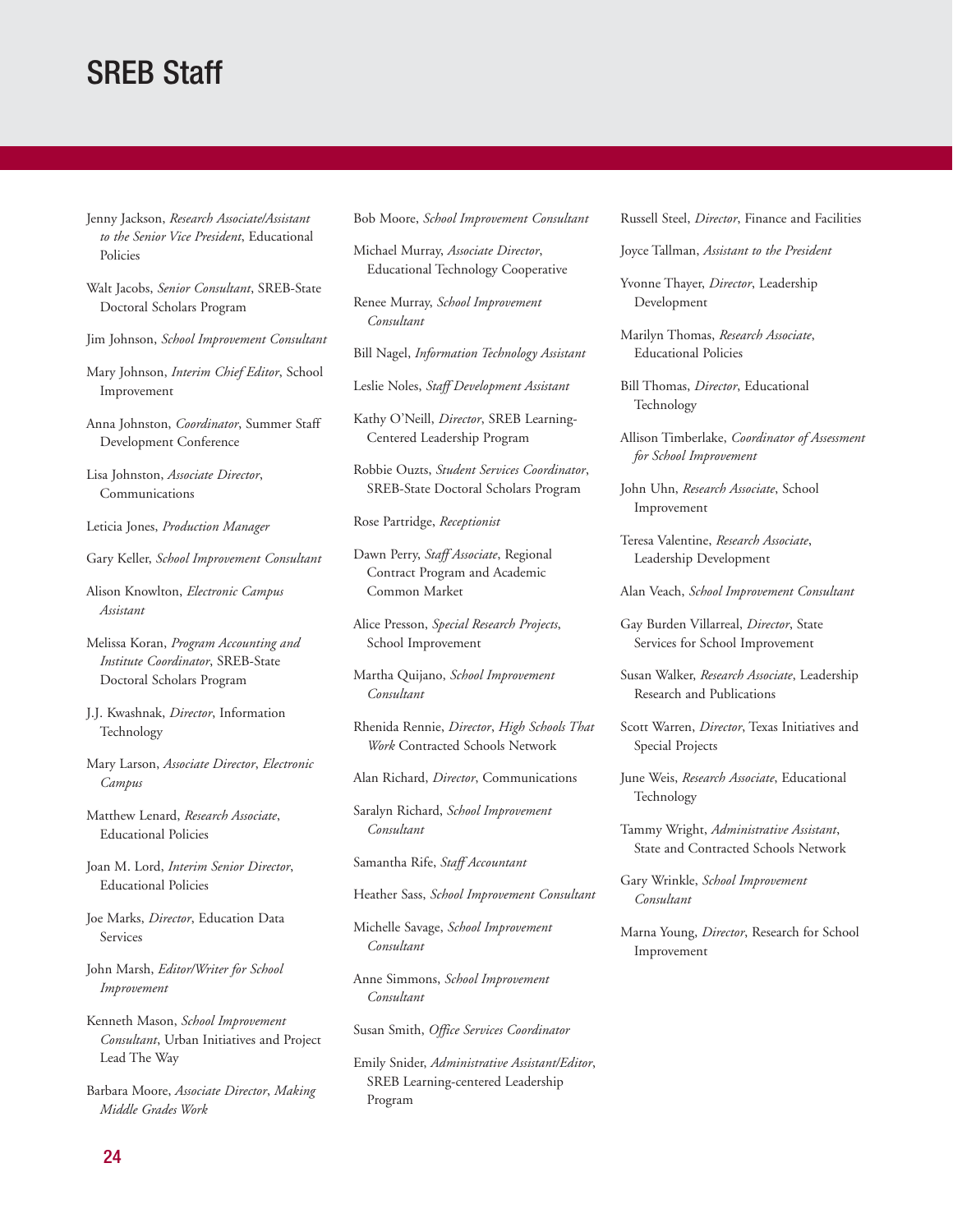# SREB Staff

Jenny Jackson, *Research Associate/Assistant to the Senior Vice President*, Educational Policies

Walt Jacobs, *Senior Consultant*, SREB-State Doctoral Scholars Program

Jim Johnson, *School Improvement Consultant*

Mary Johnson, *Interim Chief Editor*, School Improvement

Anna Johnston, *Coordinator*, Summer Staff Development Conference

Lisa Johnston, *Associate Director*, Communications

Leticia Jones, *Production Manager*

Gary Keller, *School Improvement Consultant*

Alison Knowlton, *Electronic Campus Assistant*

Melissa Koran, *Program Accounting and Institute Coordinator*, SREB-State Doctoral Scholars Program

J.J. Kwashnak, *Director*, Information Technology

Mary Larson, *Associate Director*, *Electronic Campus*

Matthew Lenard, *Research Associate*, Educational Policies

Joan M. Lord, *Interim Senior Director*, Educational Policies

Joe Marks, *Director*, Education Data Services

John Marsh, *Editor/Writer for School Improvement*

Kenneth Mason, *School Improvement Consultant*, Urban Initiatives and Project Lead The Way

Barbara Moore, *Associate Director*, *Making Middle Grades Work*

Bob Moore, *School Improvement Consultant*

Michael Murray, *Associate Director*, Educational Technology Cooperative

Renee Murray, *School Improvement Consultant*

Bill Nagel, *Information Technology Assistant*

Leslie Noles, *Staff Development Assistant*

Kathy O'Neill, *Director*, SREB Learning-Centered Leadership Program

Robbie Ouzts, *Student Services Coordinator*, SREB-State Doctoral Scholars Program

Rose Partridge, *Receptionist*

Dawn Perry, *Staff Associate*, Regional Contract Program and Academic Common Market

Alice Presson, *Special Research Projects*, School Improvement

Martha Quijano, *School Improvement Consultant*

Rhenida Rennie, *Director*, *High Schools That Work* Contracted Schools Network

Alan Richard, *Director*, Communications

Saralyn Richard, *School Improvement Consultant*

Samantha Rife, *Staff Accountant*

Heather Sass, *School Improvement Consultant*

Michelle Savage, *School Improvement Consultant*

Anne Simmons, *School Improvement Consultant*

Susan Smith, *Office Services Coordinator*

Emily Snider, *Administrative Assistant/Editor*, SREB Learning-centered Leadership Program

Russell Steel, *Director*, Finance and Facilities

Joyce Tallman, *Assistant to the President*

Yvonne Thayer, *Director*, Leadership Development

Marilyn Thomas, *Research Associate*, Educational Policies

Bill Thomas, *Director*, Educational Technology

Allison Timberlake, *Coordinator of Assessment for School Improvement*

John Uhn, *Research Associate*, School Improvement

Teresa Valentine, *Research Associate*, Leadership Development

Alan Veach, *School Improvement Consultant*

Gay Burden Villarreal, *Director*, State Services for School Improvement

Susan Walker, *Research Associate*, Leadership Research and Publications

Scott Warren, *Director*, Texas Initiatives and Special Projects

June Weis, *Research Associate*, Educational Technology

Tammy Wright, *Administrative Assistant*, State and Contracted Schools Network

Gary Wrinkle, *School Improvement Consultant*

Marna Young, *Director*, Research for School Improvement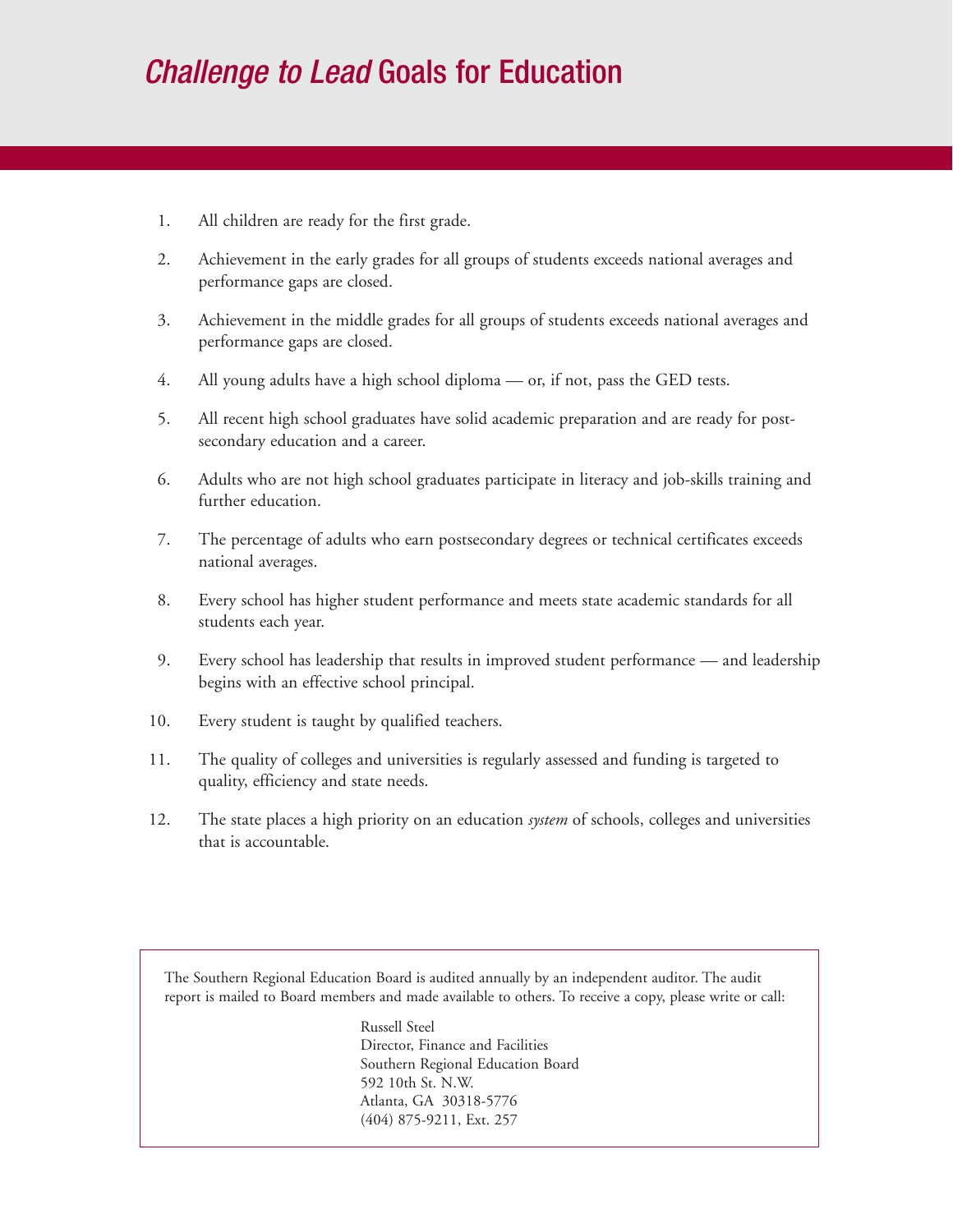# *Challenge to Lead* Goals for Education

1. All children are ready for the first grade.
2. Achievement in the early grades for all groups of students exceeds national averages and performance gaps are closed.
3. Achievement in the middle grades for all groups of students exceeds national averages and performance gaps are closed.
4. All young adults have a high school diploma — or, if not, pass the GED tests.
5. All recent high school graduates have solid academic preparation and are ready for post-secondary education and a career.
6. Adults who are not high school graduates participate in literacy and job-skills training and further education.
7. The percentage of adults who earn postsecondary degrees or technical certificates exceeds national averages.
8. Every school has higher student performance and meets state academic standards for all students each year.
9. Every school has leadership that results in improved student performance — and leadership begins with an effective school principal.
10. Every student is taught by qualified teachers.
11. The quality of colleges and universities is regularly assessed and funding is targeted to quality, efficiency and state needs.
12. The state places a high priority on an education *system* of schools, colleges and universities that is accountable.

The Southern Regional Education Board is audited annually by an independent auditor. The audit report is mailed to Board members and made available to others. To receive a copy, please write or call:

Russell Steel
Director, Finance and Facilities
Southern Regional Education Board
592 10th St. N.W.
Atlanta, GA 30318-5776
(404) 875-9211, Ext. 257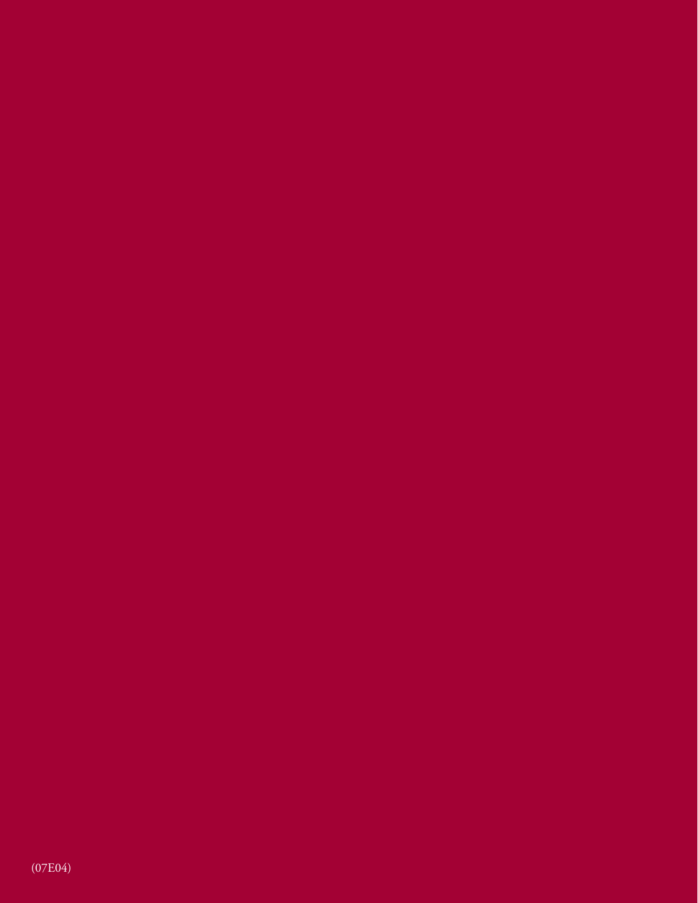(07E04)